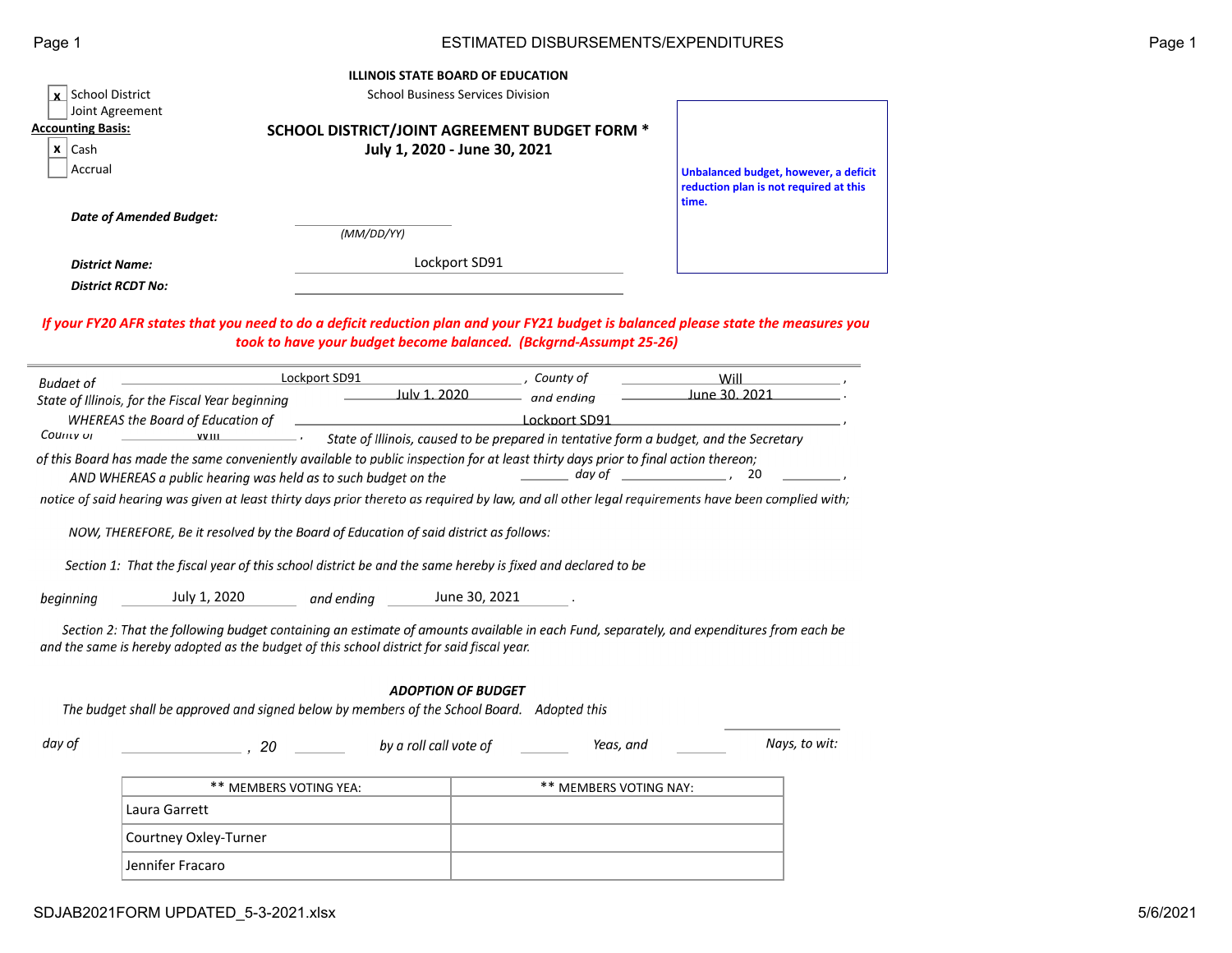## ESTIMATED DISBURSEMENTS/EXPENDITURES

**ILLINOIS STATE BOARD OF EDUCATION**

School Business Services Division

[x] School District
[ ] Joint Agreement

**Accounting Basis:**

[x] Cash
[ ] Accrual

# SCHOOL DISTRICT/JOINT AGREEMENT BUDGET FORM *
## July 1, 2020 - June 30, 2021

**Unbalanced budget, however, a deficit reduction plan is not required at this time.**

***Date of Amended Budget:*** ____________ *(MM/DD/YY)*

***District Name:*** Lockport SD91

***District RCDT No:*** ____________

***If your FY20 AFR states that you need to do a deficit reduction plan and your FY21 budget is balanced please state the measures you took to have your budget become balanced. (Bckgrnd-Assumpt 25-26)***

---

*Budget of* Lockport SD91 *, County of* Will *,*
*State of Illinois, for the Fiscal Year beginning* July 1, 2020 *and ending* June 30, 2021 *.*

*WHEREAS the Board of Education of* Lockport SD91 *,*
*County of* Will *, State of Illinois, caused to be prepared in tentative form a budget, and the Secretary of this Board has made the same conveniently available to public inspection for at least thirty days prior to final action thereon;*

*AND WHEREAS a public hearing was held as to such budget on the* ______ *day of* ____________ *,* 20 ______ *,*
*notice of said hearing was given at least thirty days prior thereto as required by law, and all other legal requirements have been complied with;*

*NOW, THEREFORE, Be it resolved by the Board of Education of said district as follows:*

*Section 1: That the fiscal year of this school district be and the same hereby is fixed and declared to be*

*beginning* July 1, 2020 *and ending* June 30, 2021 *.*

*Section 2: That the following budget containing an estimate of amounts available in each Fund, separately, and expenditures from each be and the same is hereby adopted as the budget of this school district for said fiscal year.*

### *ADOPTION OF BUDGET*

*The budget shall be approved and signed below by members of the School Board. Adopted this* ____________

*day of* ____________ *, 20* ______ *by a roll call vote of* ______ *Yeas, and* ______ *Nays, to wit:*

| ** MEMBERS VOTING YEA: | ** MEMBERS VOTING NAY: |
|---|---|
| Laura Garrett | |
| Courtney Oxley-Turner | |
| Jennifer Fracaro | |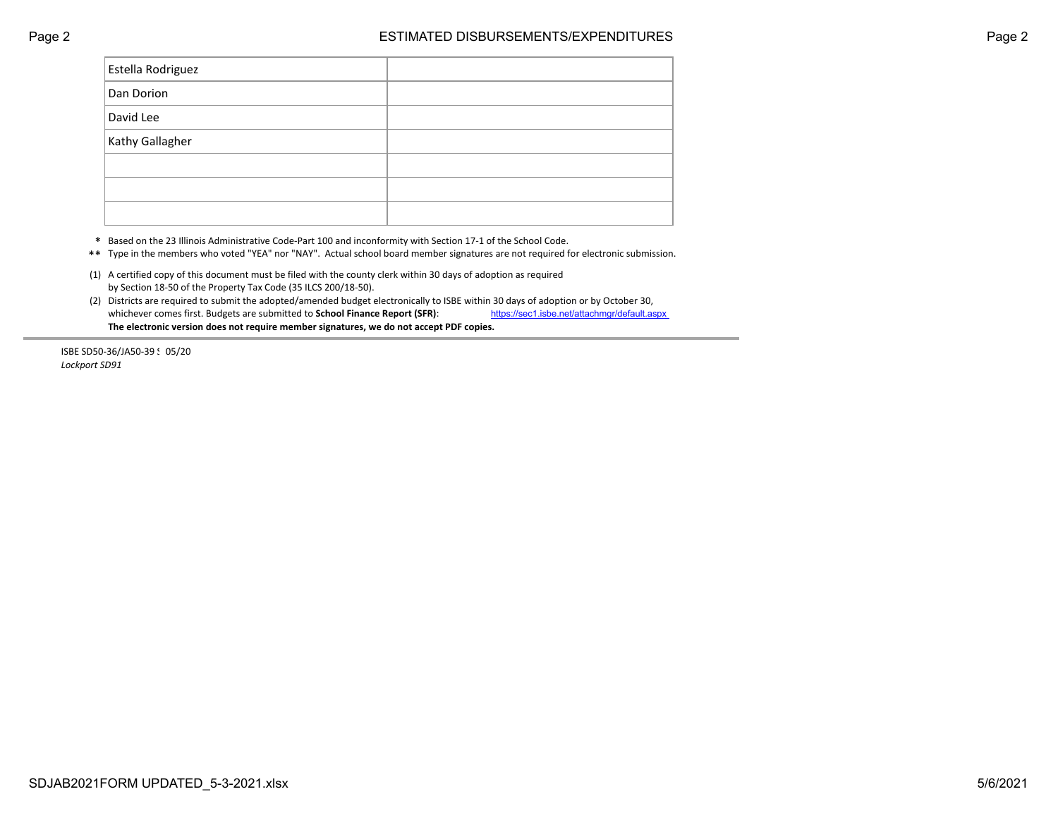| | |
|---|---|
| Estella Rodriguez | |
| Dan Dorion | |
| David Lee | |
| Kathy Gallagher | |
| | |
| | |
| | |

\* Based on the 23 Illinois Administrative Code-Part 100 and inconformity with Section 17-1 of the School Code.

\*\* Type in the members who voted "YEA" nor "NAY". Actual school board member signatures are not required for electronic submission.

(1) A certified copy of this document must be filed with the county clerk within 30 days of adoption as required by Section 18-50 of the Property Tax Code (35 ILCS 200/18-50).

(2) Districts are required to submit the adopted/amended budget electronically to ISBE within 30 days of adoption or by October 30, whichever comes first. Budgets are submitted to **School Finance Report (SFR)**: https://sec1.isbe.net/attachmgr/default.aspx
**The electronic version does not require member signatures, we do not accept PDF copies.**

---

ISBE SD50-36/JA50-39 ! 05/20
*Lockport SD91*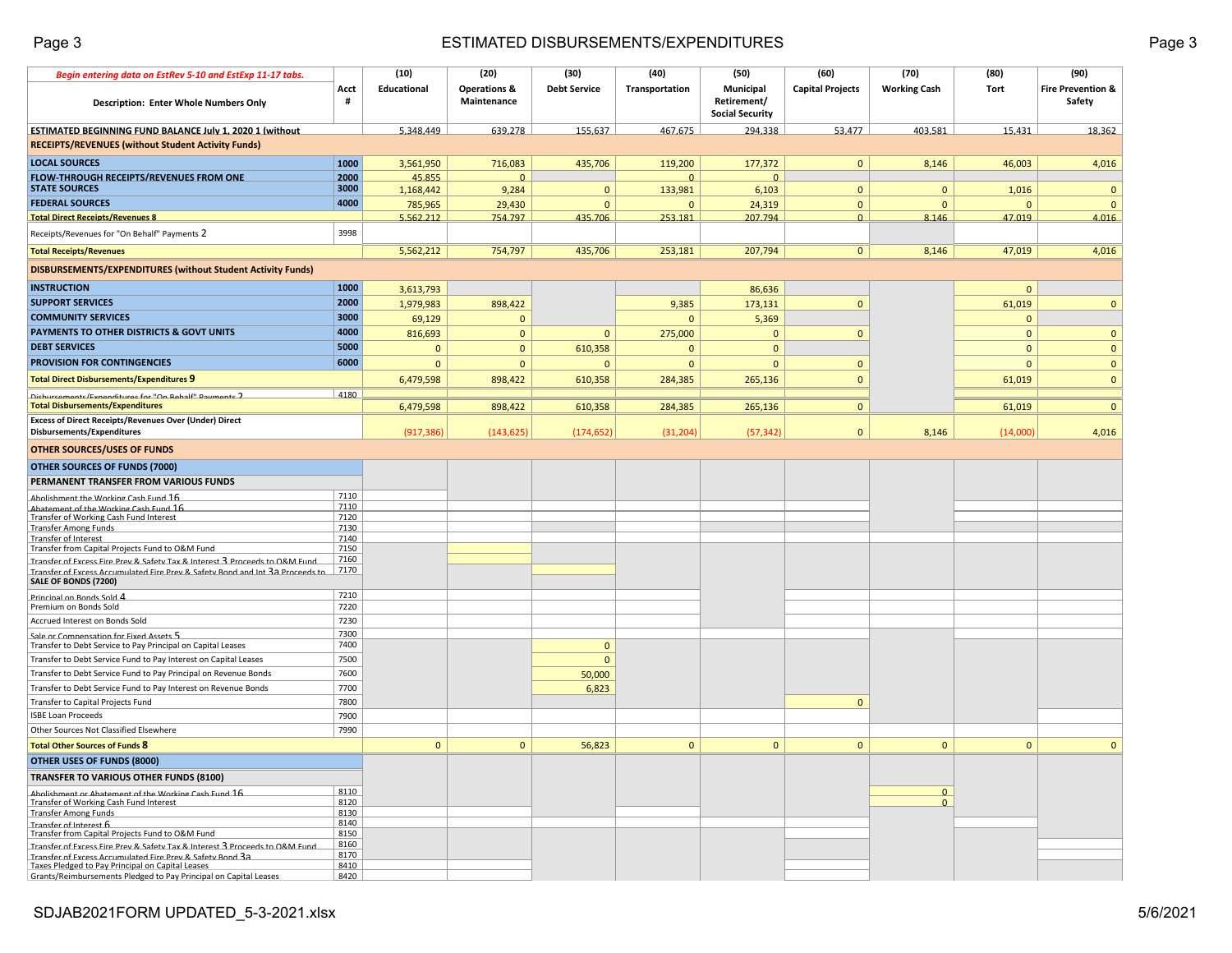# ESTIMATED DISBURSEMENTS/EXPENDITURES

| *Begin entering data on EstRev 5-10 and EstExp 11-17 tabs.* Description: Enter Whole Numbers Only | Acct # | (10) Educational | (20) Operations & Maintenance | (30) Debt Service | (40) Transportation | (50) Municipal Retirement/ Social Security | (60) Capital Projects | (70) Working Cash | (80) Tort | (90) Fire Prevention & Safety |
|---|---|---|---|---|---|---|---|---|---|---|
| ESTIMATED BEGINNING FUND BALANCE July 1, 2020 1 (without | | 5,348,449 | 639,278 | 155,637 | 467,675 | 294,338 | 53,477 | 403,581 | 15,431 | 18,362 |
| **RECEIPTS/REVENUES (without Student Activity Funds)** | | | | | | | | | | |
| **LOCAL SOURCES** | 1000 | 3,561,950 | 716,083 | 435,706 | 119,200 | 177,372 | 0 | 8,146 | 46,003 | 4,016 |
| **FLOW-THROUGH RECEIPTS/REVENUES FROM ONE** | 2000 | 45,855 | 0 | | 0 | 0 | | | | |
| **STATE SOURCES** | 3000 | 1,168,442 | 9,284 | 0 | 133,981 | 6,103 | 0 | 0 | 1,016 | 0 |
| **FEDERAL SOURCES** | 4000 | 785,965 | 29,430 | 0 | 0 | 24,319 | 0 | 0 | 0 | 0 |
| **Total Direct Receipts/Revenues 8** | | 5,562,212 | 754,797 | 435,706 | 253,181 | 207,794 | 0 | 8,146 | 47,019 | 4,016 |
| Receipts/Revenues for "On Behalf" Payments 2 | 3998 | | | | | | | | | |
| **Total Receipts/Revenues** | | 5,562,212 | 754,797 | 435,706 | 253,181 | 207,794 | 0 | 8,146 | 47,019 | 4,016 |
| **DISBURSEMENTS/EXPENDITURES (without Student Activity Funds)** | | | | | | | | | | |
| **INSTRUCTION** | 1000 | 3,613,793 | | | | 86,636 | | | 0 | |
| **SUPPORT SERVICES** | 2000 | 1,979,983 | 898,422 | | 9,385 | 173,131 | 0 | | 61,019 | 0 |
| **COMMUNITY SERVICES** | 3000 | 69,129 | 0 | | 0 | 5,369 | | | 0 | |
| **PAYMENTS TO OTHER DISTRICTS & GOVT UNITS** | 4000 | 816,693 | 0 | 0 | 275,000 | 0 | 0 | | 0 | 0 |
| **DEBT SERVICES** | 5000 | 0 | 0 | 610,358 | 0 | 0 | | | 0 | 0 |
| **PROVISION FOR CONTINGENCIES** | 6000 | 0 | 0 | 0 | 0 | 0 | 0 | | 0 | 0 |
| **Total Direct Disbursements/Expenditures 9** | | 6,479,598 | 898,422 | 610,358 | 284,385 | 265,136 | 0 | | 61,019 | 0 |
| Disbursements/Expenditures for "On Behalf" Payments 2 | 4180 | | | | | | | | | |
| **Total Disbursements/Expenditures** | | 6,479,598 | 898,422 | 610,358 | 284,385 | 265,136 | 0 | | 61,019 | 0 |
| **Excess of Direct Receipts/Revenues Over (Under) Direct Disbursements/Expenditures** | | (917,386) | (143,625) | (174,652) | (31,204) | (57,342) | 0 | 8,146 | (14,000) | 4,016 |
| **OTHER SOURCES/USES OF FUNDS** | | | | | | | | | | |
| **OTHER SOURCES OF FUNDS (7000)** | | | | | | | | | | |
| **PERMANENT TRANSFER FROM VARIOUS FUNDS** | | | | | | | | | | |
| Abolishment the Working Cash Fund 16 | 7110 | | | | | | | | | |
| Abatement of the Working Cash Fund 16 | 7110 | | | | | | | | | |
| Transfer of Working Cash Fund Interest | 7120 | | | | | | | | | |
| Transfer Among Funds | 7130 | | | | | | | | | |
| Transfer of Interest | 7140 | | | | | | | | | |
| Transfer from Capital Projects Fund to O&M Fund | 7150 | | | | | | | | | |
| Transfer of Excess Fire Prev & Safety Tax & Interest 3 Proceeds to O&M Fund | 7160 | | | | | | | | | |
| Transfer of Excess Accumulated Fire Prev & Safety Bond and Int 3a Proceeds to | 7170 | | | | | | | | | |
| **SALE OF BONDS (7200)** | | | | | | | | | | |
| Principal on Bonds Sold 4 | 7210 | | | | | | | | | |
| Premium on Bonds Sold | 7220 | | | | | | | | | |
| Accrued Interest on Bonds Sold | 7230 | | | | | | | | | |
| Sale or Compensation for Fixed Assets 5 | 7300 | | | | | | | | | |
| Transfer to Debt Service to Pay Principal on Capital Leases | 7400 | | | 0 | | | | | | |
| Transfer to Debt Service Fund to Pay Interest on Capital Leases | 7500 | | | 0 | | | | | | |
| Transfer to Debt Service Fund to Pay Principal on Revenue Bonds | 7600 | | | 50,000 | | | | | | |
| Transfer to Debt Service Fund to Pay Interest on Revenue Bonds | 7700 | | | 6,823 | | | | | | |
| Transfer to Capital Projects Fund | 7800 | | | | | | 0 | | | |
| ISBE Loan Proceeds | 7900 | | | | | | | | | |
| Other Sources Not Classified Elsewhere | 7990 | | | | | | | | | |
| **Total Other Sources of Funds 8** | | 0 | 0 | 56,823 | 0 | 0 | 0 | 0 | 0 | 0 |
| **OTHER USES OF FUNDS (8000)** | | | | | | | | | | |
| **TRANSFER TO VARIOUS OTHER FUNDS (8100)** | | | | | | | | | | |
| Abolishment or Abatement of the Working Cash Fund 16 | 8110 | | | | | | | 0 | | |
| Transfer of Working Cash Fund Interest | 8120 | | | | | | | 0 | | |
| Transfer Among Funds | 8130 | | | | | | | | | |
| Transfer of Interest 6 | 8140 | | | | | | | | | |
| Transfer from Capital Projects Fund to O&M Fund | 8150 | | | | | | | | | |
| Transfer of Excess Fire Prev & Safety Tax & Interest 3 Proceeds to O&M Fund | 8160 | | | | | | | | | |
| Transfer of Excess Accumulated Fire Prev & Safety Bond 3a | 8170 | | | | | | | | | |
| Taxes Pledged to Pay Principal on Capital Leases | 8410 | | | | | | | | | |
| Grants/Reimbursements Pledged to Pay Principal on Capital Leases | 8420 | | | | | | | | | |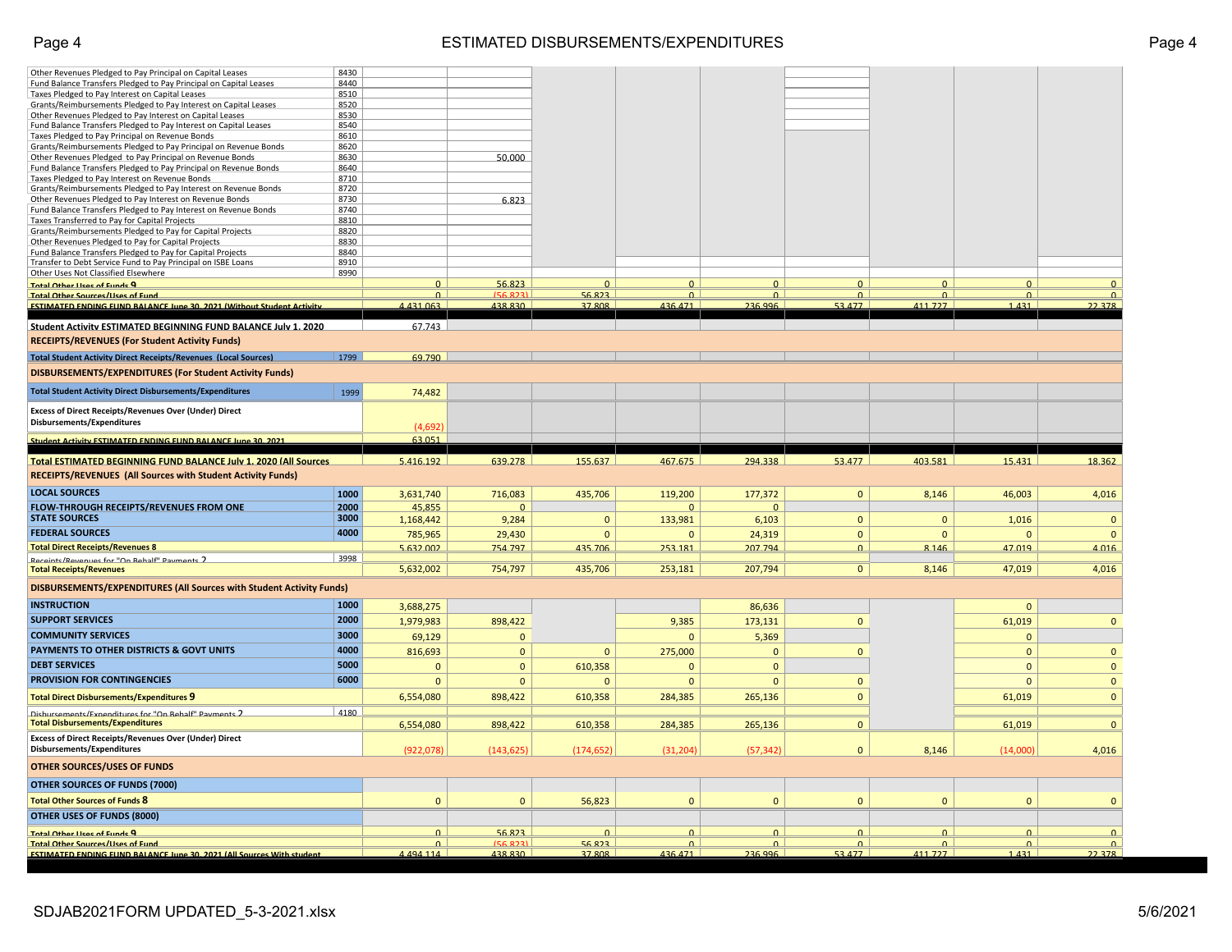# ESTIMATED DISBURSEMENTS/EXPENDITURES

| Description | Code | | | | | | | | | |
|---|---|---|---|---|---|---|---|---|---|---|
| Other Revenues Pledged to Pay Principal on Capital Leases | 8430 | | | | | | | | | |
| Fund Balance Transfers Pledged to Pay Principal on Capital Leases | 8440 | | | | | | | | | |
| Taxes Pledged to Pay Interest on Capital Leases | 8510 | | | | | | | | | |
| Grants/Reimbursements Pledged to Pay Interest on Capital Leases | 8520 | | | | | | | | | |
| Other Revenues Pledged to Pay Interest on Capital Leases | 8530 | | | | | | | | | |
| Fund Balance Transfers Pledged to Pay Interest on Capital Leases | 8540 | | | | | | | | | |
| Taxes Pledged to Pay Principal on Revenue Bonds | 8610 | | | | | | | | | |
| Grants/Reimbursements Pledged to Pay Principal on Revenue Bonds | 8620 | | | | | | | | | |
| Other Revenues Pledged to Pay Principal on Revenue Bonds | 8630 | | 50,000 | | | | | | | |
| Fund Balance Transfers Pledged to Pay Principal on Revenue Bonds | 8640 | | | | | | | | | |
| Taxes Pledged to Pay Interest on Revenue Bonds | 8710 | | | | | | | | | |
| Grants/Reimbursements Pledged to Pay Interest on Revenue Bonds | 8720 | | | | | | | | | |
| Other Revenues Pledged to Pay Interest on Revenue Bonds | 8730 | | 6,823 | | | | | | | |
| Fund Balance Transfers Pledged to Pay Interest on Revenue Bonds | 8740 | | | | | | | | | |
| Taxes Transferred to Pay for Capital Projects | 8810 | | | | | | | | | |
| Grants/Reimbursements Pledged to Pay for Capital Projects | 8820 | | | | | | | | | |
| Other Revenues Pledged to Pay for Capital Projects | 8830 | | | | | | | | | |
| Fund Balance Transfers Pledged to Pay for Capital Projects | 8840 | | | | | | | | | |
| Transfer to Debt Service Fund to Pay Principal on ISBE Loans | 8910 | | | | | | | | | |
| Other Uses Not Classified Elsewhere | 8990 | | | | | | | | | |
| **Total Other Uses of Funds 9** | | 0 | 56,823 | 0 | 0 | 0 | 0 | 0 | 0 | 0 |
| **Total Other Sources/Uses of Fund** | | 0 | (56,823) | 56,823 | 0 | 0 | 0 | 0 | 0 | 0 |
| **ESTIMATED ENDING FUND BALANCE June 30, 2021 (Without Student Activity** | | 4,431,063 | 438,830 | 37,808 | 436,471 | 236,996 | 53,477 | 411,727 | 1,431 | 22,378 |
| **Student Activity ESTIMATED BEGINNING FUND BALANCE July 1, 2020** | | 67,743 | | | | | | | | |
| **RECEIPTS/REVENUES (For Student Activity Funds)** | | | | | | | | | | |
| **Total Student Activity Direct Receipts/Revenues (Local Sources)** | 1799 | 69,790 | | | | | | | | |
| **DISBURSEMENTS/EXPENDITURES (For Student Activity Funds)** | | | | | | | | | | |
| **Total Student Activity Direct Disbursements/Expenditures** | 1999 | 74,482 | | | | | | | | |
| **Excess of Direct Receipts/Revenues Over (Under) Direct Disbursements/Expenditures** | | (4,692) | | | | | | | | |
| **Student Activity ESTIMATED ENDING FUND BALANCE June 30, 2021** | | 63,051 | | | | | | | | |
| **Total ESTIMATED BEGINNING FUND BALANCE July 1, 2020 (All Sources** | | 5,416,192 | 639,278 | 155,637 | 467,675 | 294,338 | 53,477 | 403,581 | 15,431 | 18,362 |
| **RECEIPTS/REVENUES (All Sources with Student Activity Funds)** | | | | | | | | | | |
| **LOCAL SOURCES** | 1000 | 3,631,740 | 716,083 | 435,706 | 119,200 | 177,372 | 0 | 8,146 | 46,003 | 4,016 |
| **FLOW-THROUGH RECEIPTS/REVENUES FROM ONE** | 2000 | 45,855 | 0 | | 0 | 0 | | | | |
| **STATE SOURCES** | 3000 | 1,168,442 | 9,284 | 0 | 133,981 | 6,103 | 0 | 0 | 1,016 | 0 |
| **FEDERAL SOURCES** | 4000 | 785,965 | 29,430 | 0 | 0 | 24,319 | 0 | 0 | 0 | 0 |
| **Total Direct Receipts/Revenues 8** | | 5,632,002 | 754,797 | 435,706 | 253,181 | 207,794 | 0 | 8,146 | 47,019 | 4,016 |
| Receipts/Revenues for "On Behalf" Payments 2 | 3998 | | | | | | | | | |
| **Total Receipts/Revenues** | | 5,632,002 | 754,797 | 435,706 | 253,181 | 207,794 | 0 | 8,146 | 47,019 | 4,016 |
| **DISBURSEMENTS/EXPENDITURES (All Sources with Student Activity Funds)** | | | | | | | | | | |
| **INSTRUCTION** | 1000 | 3,688,275 | | | | 86,636 | | | 0 | |
| **SUPPORT SERVICES** | 2000 | 1,979,983 | 898,422 | | 9,385 | 173,131 | 0 | | 61,019 | 0 |
| **COMMUNITY SERVICES** | 3000 | 69,129 | 0 | | 0 | 5,369 | | | 0 | |
| **PAYMENTS TO OTHER DISTRICTS & GOVT UNITS** | 4000 | 816,693 | 0 | 0 | 275,000 | 0 | 0 | | 0 | 0 |
| **DEBT SERVICES** | 5000 | 0 | 0 | 610,358 | 0 | 0 | | | 0 | 0 |
| **PROVISION FOR CONTINGENCIES** | 6000 | 0 | 0 | 0 | 0 | 0 | 0 | | 0 | 0 |
| **Total Direct Disbursements/Expenditures 9** | | 6,554,080 | 898,422 | 610,358 | 284,385 | 265,136 | 0 | | 61,019 | 0 |
| Disbursements/Expenditures for "On Behalf" Payments 2 | 4180 | | | | | | | | | |
| **Total Disbursements/Expenditures** | | 6,554,080 | 898,422 | 610,358 | 284,385 | 265,136 | 0 | | 61,019 | 0 |
| **Excess of Direct Receipts/Revenues Over (Under) Direct Disbursements/Expenditures** | | (922,078) | (143,625) | (174,652) | (31,204) | (57,342) | 0 | 8,146 | (14,000) | 4,016 |
| **OTHER SOURCES/USES OF FUNDS** | | | | | | | | | | |
| **OTHER SOURCES OF FUNDS (7000)** | | | | | | | | | | |
| **Total Other Sources of Funds 8** | | 0 | 0 | 56,823 | 0 | 0 | 0 | 0 | 0 | 0 |
| **OTHER USES OF FUNDS (8000)** | | | | | | | | | | |
| **Total Other Uses of Funds 9** | | 0 | 56,823 | 0 | 0 | 0 | 0 | 0 | 0 | 0 |
| **Total Other Sources/Uses of Fund** | | 0 | (56,823) | 56,823 | 0 | 0 | 0 | 0 | 0 | 0 |
| **ESTIMATED ENDING FUND BALANCE June 30, 2021 (All Sources With student** | | 4,494,114 | 438,830 | 37,808 | 436,471 | 236,996 | 53,477 | 411,727 | 1,431 | 22,378 |

SDJAB2021FORM UPDATED_5-3-2021.xlsx 5/6/2021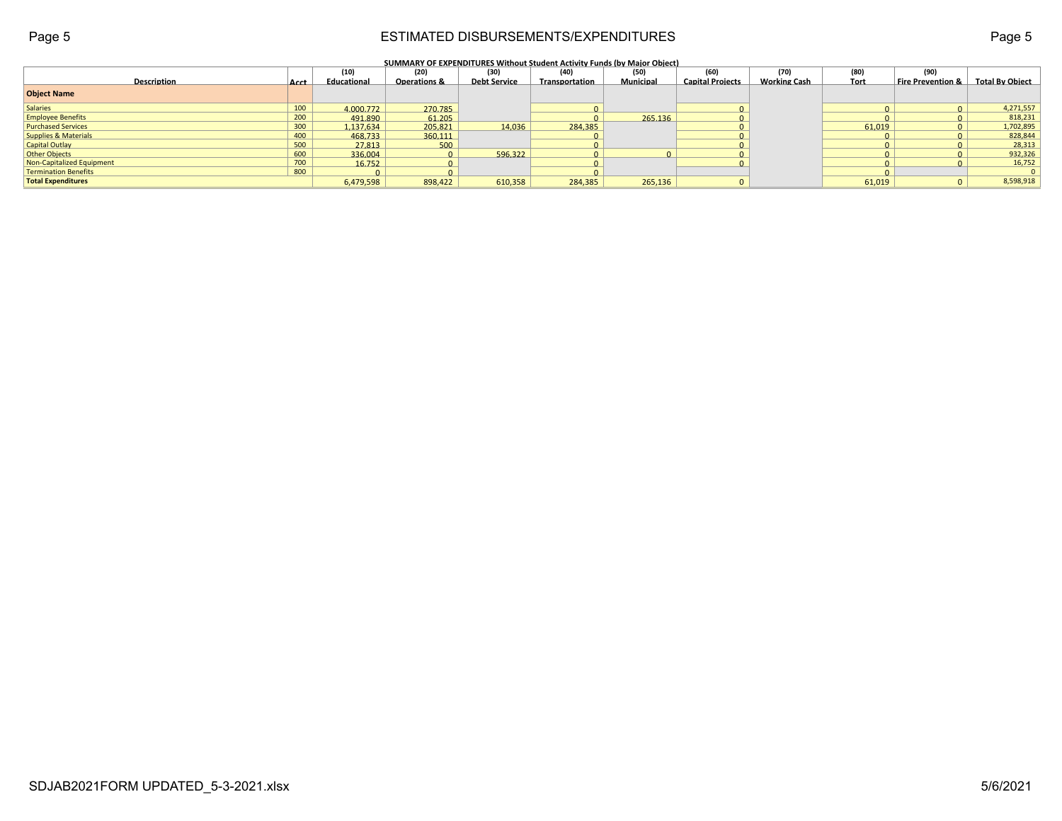# ESTIMATED DISBURSEMENTS/EXPENDITURES

**SUMMARY OF EXPENDITURES Without Student Activity Funds (by Major Object)**

| Description | Acct | (10) Educational | (20) Operations & | (30) Debt Service | (40) Transportation | (50) Municipal | (60) Capital Projects | (70) Working Cash | (80) Tort | (90) Fire Prevention & | Total By Object |
|---|---|---|---|---|---|---|---|---|---|---|---|
| **Object Name** | | | | | | | | | | | |
| Salaries | 100 | 4,000,772 | 270,785 | | 0 | | 0 | | 0 | 0 | 4,271,557 |
| Employee Benefits | 200 | 491,890 | 61,205 | | 0 | 265,136 | 0 | | 0 | 0 | 818,231 |
| Purchased Services | 300 | 1,137,634 | 205,821 | 14,036 | 284,385 | | 0 | | 61,019 | 0 | 1,702,895 |
| Supplies & Materials | 400 | 468,733 | 360,111 | | 0 | | 0 | | 0 | 0 | 828,844 |
| Capital Outlay | 500 | 27,813 | 500 | | 0 | | 0 | | 0 | 0 | 28,313 |
| Other Objects | 600 | 336,004 | 0 | 596,322 | 0 | 0 | 0 | | 0 | 0 | 932,326 |
| Non-Capitalized Equipment | 700 | 16,752 | 0 | | 0 | | 0 | | 0 | 0 | 16,752 |
| Termination Benefits | 800 | 0 | 0 | | 0 | | | | 0 | | 0 |
| **Total Expenditures** | | 6,479,598 | 898,422 | 610,358 | 284,385 | 265,136 | 0 | | 61,019 | 0 | 8,598,918 |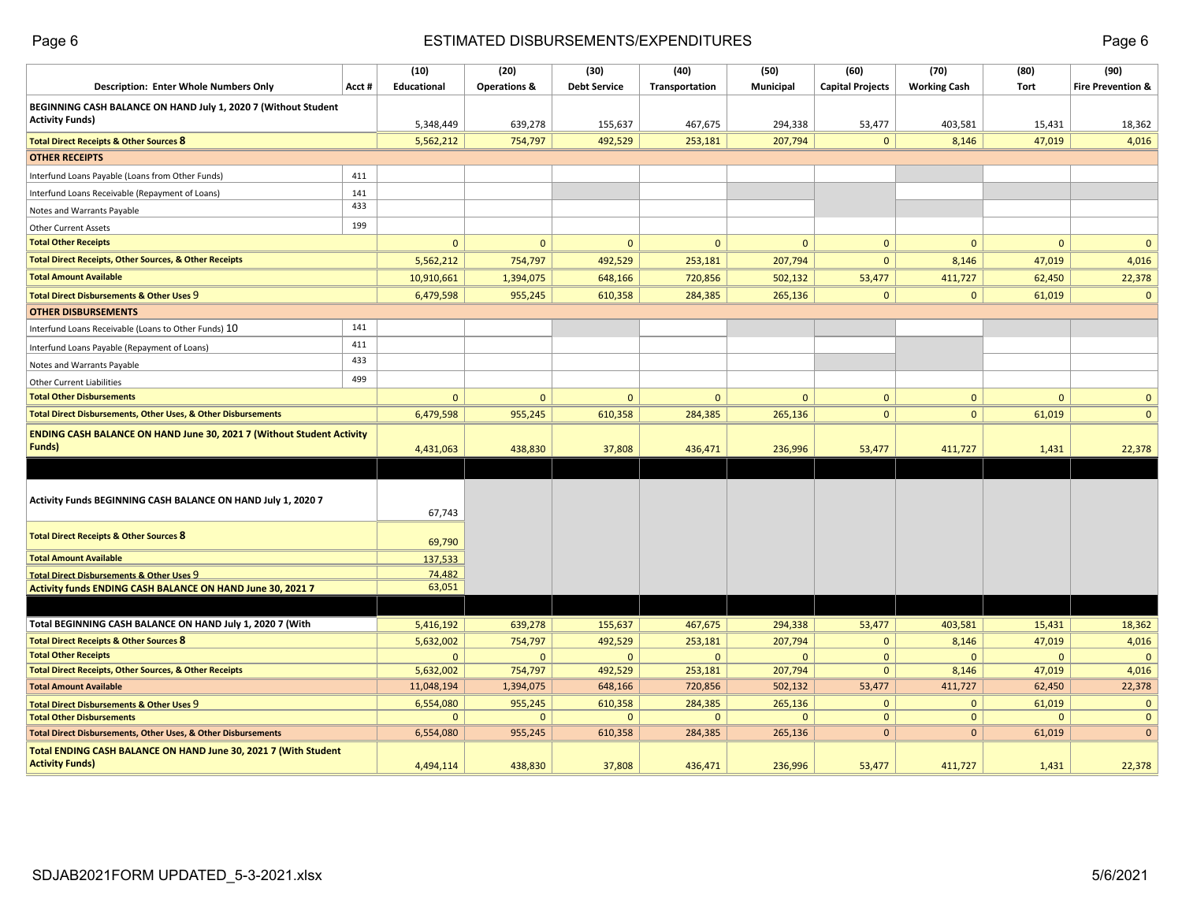# ESTIMATED DISBURSEMENTS/EXPENDITURES

| Description: Enter Whole Numbers Only | Acct # | (10) Educational | (20) Operations & | (30) Debt Service | (40) Transportation | (50) Municipal | (60) Capital Projects | (70) Working Cash | (80) Tort | (90) Fire Prevention & |
|---|---|---|---|---|---|---|---|---|---|---|
| BEGINNING CASH BALANCE ON HAND July 1, 2020 7 (Without Student Activity Funds) | | 5,348,449 | 639,278 | 155,637 | 467,675 | 294,338 | 53,477 | 403,581 | 15,431 | 18,362 |
| **Total Direct Receipts & Other Sources 8** | | 5,562,212 | 754,797 | 492,529 | 253,181 | 207,794 | 0 | 8,146 | 47,019 | 4,016 |
| **OTHER RECEIPTS** | | | | | | | | | | |
| Interfund Loans Payable (Loans from Other Funds) | 411 | | | | | | | | | |
| Interfund Loans Receivable (Repayment of Loans) | 141 | | | | | | | | | |
| Notes and Warrants Payable | 433 | | | | | | | | | |
| Other Current Assets | 199 | | | | | | | | | |
| **Total Other Receipts** | | 0 | 0 | 0 | 0 | 0 | 0 | 0 | 0 | 0 |
| **Total Direct Receipts, Other Sources, & Other Receipts** | | 5,562,212 | 754,797 | 492,529 | 253,181 | 207,794 | 0 | 8,146 | 47,019 | 4,016 |
| **Total Amount Available** | | 10,910,661 | 1,394,075 | 648,166 | 720,856 | 502,132 | 53,477 | 411,727 | 62,450 | 22,378 |
| **Total Direct Disbursements & Other Uses 9** | | 6,479,598 | 955,245 | 610,358 | 284,385 | 265,136 | 0 | 0 | 61,019 | 0 |
| **OTHER DISBURSEMENTS** | | | | | | | | | | |
| Interfund Loans Receivable (Loans to Other Funds) 10 | 141 | | | | | | | | | |
| Interfund Loans Payable (Repayment of Loans) | 411 | | | | | | | | | |
| Notes and Warrants Payable | 433 | | | | | | | | | |
| Other Current Liabilities | 499 | | | | | | | | | |
| **Total Other Disbursements** | | 0 | 0 | 0 | 0 | 0 | 0 | 0 | 0 | 0 |
| **Total Direct Disbursements, Other Uses, & Other Disbursements** | | 6,479,598 | 955,245 | 610,358 | 284,385 | 265,136 | 0 | 0 | 61,019 | 0 |
| **ENDING CASH BALANCE ON HAND June 30, 2021 7 (Without Student Activity Funds)** | | 4,431,063 | 438,830 | 37,808 | 436,471 | 236,996 | 53,477 | 411,727 | 1,431 | 22,378 |
| | | | | | | | | | | |
| **Activity Funds BEGINNING CASH BALANCE ON HAND July 1, 2020 7** | | 67,743 | | | | | | | | |
| **Total Direct Receipts & Other Sources 8** | | 69,790 | | | | | | | | |
| **Total Amount Available** | | 137,533 | | | | | | | | |
| **Total Direct Disbursements & Other Uses 9** | | 74,482 | | | | | | | | |
| **Activity funds ENDING CASH BALANCE ON HAND June 30, 2021 7** | | 63,051 | | | | | | | | |
| | | | | | | | | | | |
| **Total BEGINNING CASH BALANCE ON HAND July 1, 2020 7 (With** | | 5,416,192 | 639,278 | 155,637 | 467,675 | 294,338 | 53,477 | 403,581 | 15,431 | 18,362 |
| **Total Direct Receipts & Other Sources 8** | | 5,632,002 | 754,797 | 492,529 | 253,181 | 207,794 | 0 | 8,146 | 47,019 | 4,016 |
| **Total Other Receipts** | | 0 | 0 | 0 | 0 | 0 | 0 | 0 | 0 | 0 |
| **Total Direct Receipts, Other Sources, & Other Receipts** | | 5,632,002 | 754,797 | 492,529 | 253,181 | 207,794 | 0 | 8,146 | 47,019 | 4,016 |
| **Total Amount Available** | | 11,048,194 | 1,394,075 | 648,166 | 720,856 | 502,132 | 53,477 | 411,727 | 62,450 | 22,378 |
| **Total Direct Disbursements & Other Uses 9** | | 6,554,080 | 955,245 | 610,358 | 284,385 | 265,136 | 0 | 0 | 61,019 | 0 |
| **Total Other Disbursements** | | 0 | 0 | 0 | 0 | 0 | 0 | 0 | 0 | 0 |
| **Total Direct Disbursements, Other Uses, & Other Disbursements** | | 6,554,080 | 955,245 | 610,358 | 284,385 | 265,136 | 0 | 0 | 61,019 | 0 |
| **Total ENDING CASH BALANCE ON HAND June 30, 2021 7 (With Student Activity Funds)** | | 4,494,114 | 438,830 | 37,808 | 436,471 | 236,996 | 53,477 | 411,727 | 1,431 | 22,378 |

SDJAB2021FORM UPDATED_5-3-2021.xlsx

5/6/2021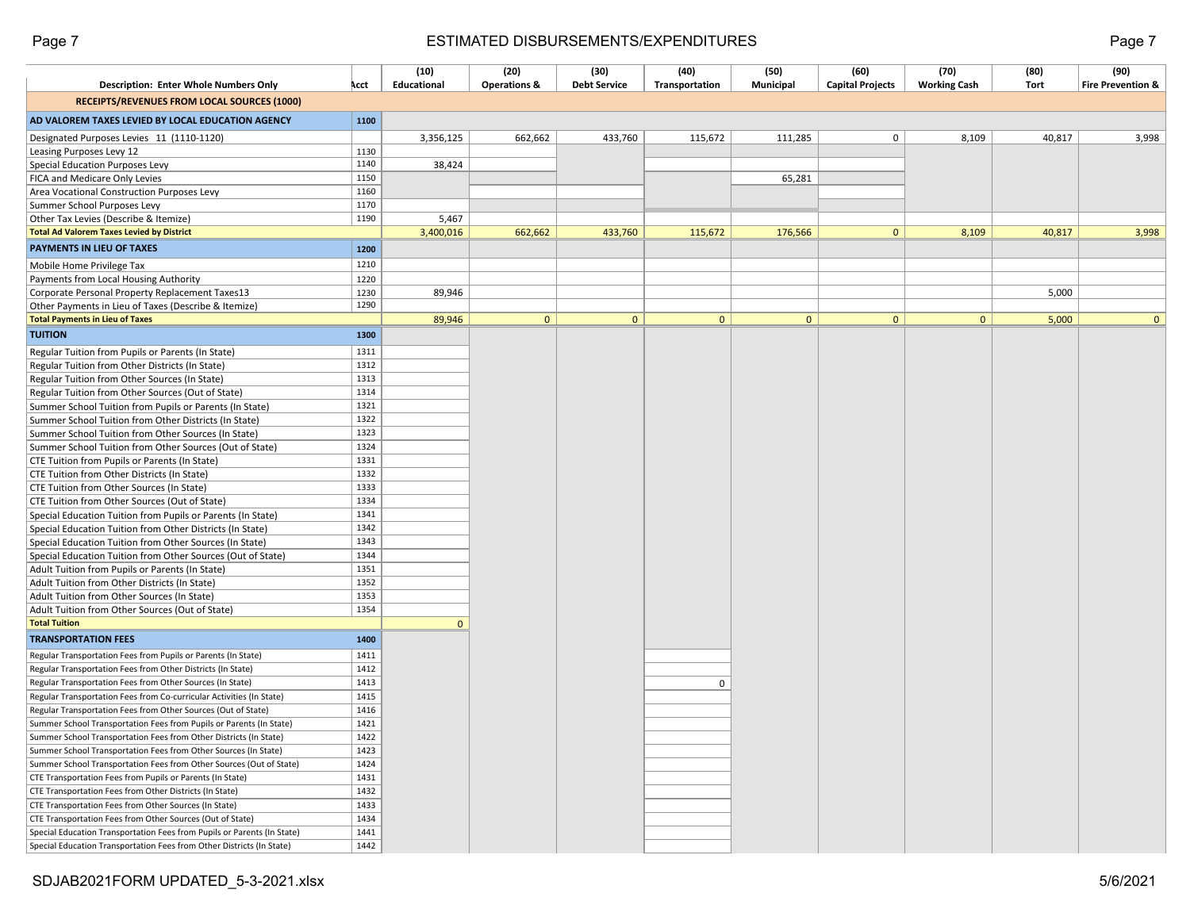# ESTIMATED DISBURSEMENTS/EXPENDITURES

| Description: Enter Whole Numbers Only | Acct | (10) Educational | (20) Operations & | (30) Debt Service | (40) Transportation | (50) Municipal | (60) Capital Projects | (70) Working Cash | (80) Tort | (90) Fire Prevention & |
|---|---|---|---|---|---|---|---|---|---|---|
| **RECEIPTS/REVENUES FROM LOCAL SOURCES (1000)** | | | | | | | | | | |
| **AD VALOREM TAXES LEVIED BY LOCAL EDUCATION AGENCY** | 1100 | | | | | | | | | |
| Designated Purposes Levies 11 (1110-1120) | | 3,356,125 | 662,662 | 433,760 | 115,672 | 111,285 | 0 | 8,109 | 40,817 | 3,998 |
| Leasing Purposes Levy 12 | 1130 | | | | | | | | | |
| Special Education Purposes Levy | 1140 | 38,424 | | | | | | | | |
| FICA and Medicare Only Levies | 1150 | | | | | 65,281 | | | | |
| Area Vocational Construction Purposes Levy | 1160 | | | | | | | | | |
| Summer School Purposes Levy | 1170 | | | | | | | | | |
| Other Tax Levies (Describe & Itemize) | 1190 | 5,467 | | | | | | | | |
| **Total Ad Valorem Taxes Levied by District** | | 3,400,016 | 662,662 | 433,760 | 115,672 | 176,566 | 0 | 8,109 | 40,817 | 3,998 |
| **PAYMENTS IN LIEU OF TAXES** | 1200 | | | | | | | | | |
| Mobile Home Privilege Tax | 1210 | | | | | | | | | |
| Payments from Local Housing Authority | 1220 | | | | | | | | | |
| Corporate Personal Property Replacement Taxes13 | 1230 | 89,946 | | | | | | | 5,000 | |
| Other Payments in Lieu of Taxes (Describe & Itemize) | 1290 | | | | | | | | | |
| **Total Payments in Lieu of Taxes** | | 89,946 | 0 | 0 | 0 | 0 | 0 | 0 | 5,000 | 0 |
| **TUITION** | 1300 | | | | | | | | | |
| Regular Tuition from Pupils or Parents (In State) | 1311 | | | | | | | | | |
| Regular Tuition from Other Districts (In State) | 1312 | | | | | | | | | |
| Regular Tuition from Other Sources (In State) | 1313 | | | | | | | | | |
| Regular Tuition from Other Sources (Out of State) | 1314 | | | | | | | | | |
| Summer School Tuition from Pupils or Parents (In State) | 1321 | | | | | | | | | |
| Summer School Tuition from Other Districts (In State) | 1322 | | | | | | | | | |
| Summer School Tuition from Other Sources (In State) | 1323 | | | | | | | | | |
| Summer School Tuition from Other Sources (Out of State) | 1324 | | | | | | | | | |
| CTE Tuition from Pupils or Parents (In State) | 1331 | | | | | | | | | |
| CTE Tuition from Other Districts (In State) | 1332 | | | | | | | | | |
| CTE Tuition from Other Sources (In State) | 1333 | | | | | | | | | |
| CTE Tuition from Other Sources (Out of State) | 1334 | | | | | | | | | |
| Special Education Tuition from Pupils or Parents (In State) | 1341 | | | | | | | | | |
| Special Education Tuition from Other Districts (In State) | 1342 | | | | | | | | | |
| Special Education Tuition from Other Sources (In State) | 1343 | | | | | | | | | |
| Special Education Tuition from Other Sources (Out of State) | 1344 | | | | | | | | | |
| Adult Tuition from Pupils or Parents (In State) | 1351 | | | | | | | | | |
| Adult Tuition from Other Districts (In State) | 1352 | | | | | | | | | |
| Adult Tuition from Other Sources (In State) | 1353 | | | | | | | | | |
| Adult Tuition from Other Sources (Out of State) | 1354 | | | | | | | | | |
| **Total Tuition** | | 0 | | | | | | | | |
| **TRANSPORTATION FEES** | 1400 | | | | | | | | | |
| Regular Transportation Fees from Pupils or Parents (In State) | 1411 | | | | | | | | | |
| Regular Transportation Fees from Other Districts (In State) | 1412 | | | | | | | | | |
| Regular Transportation Fees from Other Sources (In State) | 1413 | | | | 0 | | | | | |
| Regular Transportation Fees from Co-curricular Activities (In State) | 1415 | | | | | | | | | |
| Regular Transportation Fees from Other Sources (Out of State) | 1416 | | | | | | | | | |
| Summer School Transportation Fees from Pupils or Parents (In State) | 1421 | | | | | | | | | |
| Summer School Transportation Fees from Other Districts (In State) | 1422 | | | | | | | | | |
| Summer School Transportation Fees from Other Sources (In State) | 1423 | | | | | | | | | |
| Summer School Transportation Fees from Other Sources (Out of State) | 1424 | | | | | | | | | |
| CTE Transportation Fees from Pupils or Parents (In State) | 1431 | | | | | | | | | |
| CTE Transportation Fees from Other Districts (In State) | 1432 | | | | | | | | | |
| CTE Transportation Fees from Other Sources (In State) | 1433 | | | | | | | | | |
| CTE Transportation Fees from Other Sources (Out of State) | 1434 | | | | | | | | | |
| Special Education Transportation Fees from Pupils or Parents (In State) | 1441 | | | | | | | | | |
| Special Education Transportation Fees from Other Districts (In State) | 1442 | | | | | | | | | |

SDJAB2021FORM UPDATED_5-3-2021.xlsx

5/6/2021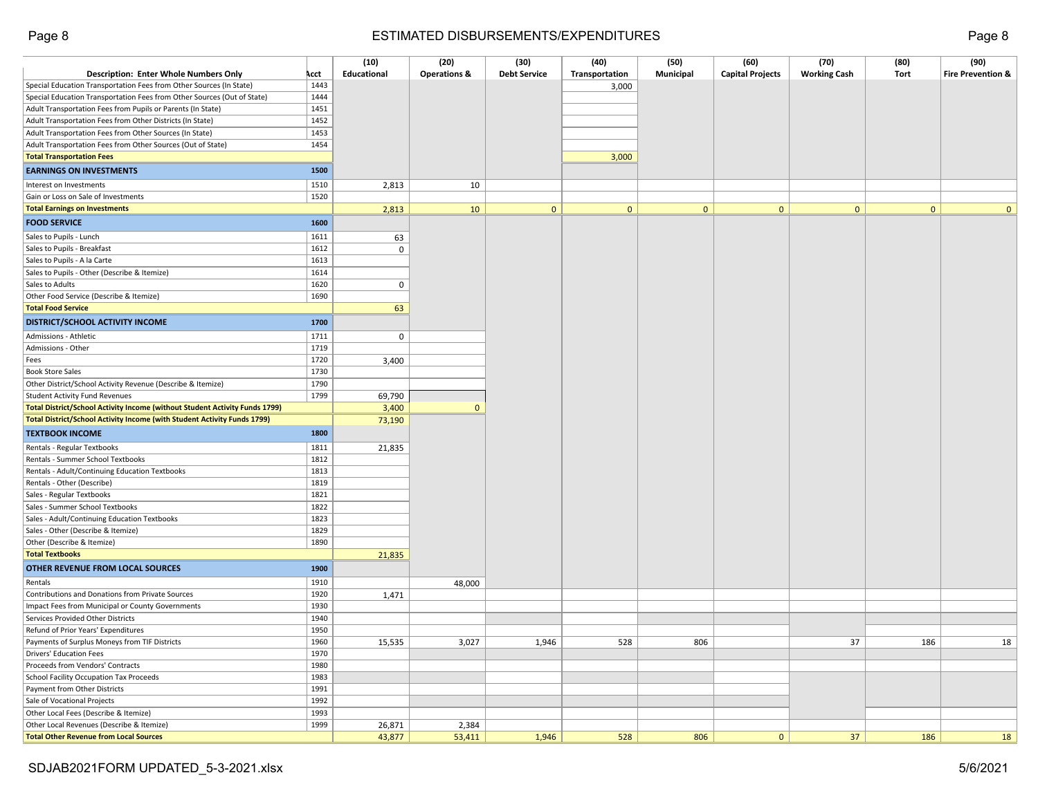# ESTIMATED DISBURSEMENTS/EXPENDITURES

| Description: Enter Whole Numbers Only | Acct | (10) Educational | (20) Operations & | (30) Debt Service | (40) Transportation | (50) Municipal | (60) Capital Projects | (70) Working Cash | (80) Tort | (90) Fire Prevention & |
|---|---|---|---|---|---|---|---|---|---|---|
| Special Education Transportation Fees from Other Sources (In State) | 1443 | | | | 3,000 | | | | | |
| Special Education Transportation Fees from Other Sources (Out of State) | 1444 | | | | | | | | | |
| Adult Transportation Fees from Pupils or Parents (In State) | 1451 | | | | | | | | | |
| Adult Transportation Fees from Other Districts (In State) | 1452 | | | | | | | | | |
| Adult Transportation Fees from Other Sources (In State) | 1453 | | | | | | | | | |
| Adult Transportation Fees from Other Sources (Out of State) | 1454 | | | | | | | | | |
| **Total Transportation Fees** | | | | | 3,000 | | | | | |
| **EARNINGS ON INVESTMENTS** | **1500** | | | | | | | | | |
| Interest on Investments | 1510 | 2,813 | 10 | | | | | | | |
| Gain or Loss on Sale of Investments | 1520 | | | | | | | | | |
| **Total Earnings on Investments** | | 2,813 | 10 | 0 | 0 | 0 | 0 | 0 | 0 | 0 |
| **FOOD SERVICE** | **1600** | | | | | | | | | |
| Sales to Pupils - Lunch | 1611 | 63 | | | | | | | | |
| Sales to Pupils - Breakfast | 1612 | 0 | | | | | | | | |
| Sales to Pupils - A la Carte | 1613 | | | | | | | | | |
| Sales to Pupils - Other (Describe & Itemize) | 1614 | | | | | | | | | |
| Sales to Adults | 1620 | 0 | | | | | | | | |
| Other Food Service (Describe & Itemize) | 1690 | | | | | | | | | |
| **Total Food Service** | | 63 | | | | | | | | |
| **DISTRICT/SCHOOL ACTIVITY INCOME** | **1700** | | | | | | | | | |
| Admissions - Athletic | 1711 | 0 | | | | | | | | |
| Admissions - Other | 1719 | | | | | | | | | |
| Fees | 1720 | 3,400 | | | | | | | | |
| Book Store Sales | 1730 | | | | | | | | | |
| Other District/School Activity Revenue (Describe & Itemize) | 1790 | | | | | | | | | |
| Student Activity Fund Revenues | 1799 | 69,790 | | | | | | | | |
| **Total District/School Activity Income (without Student Activity Funds 1799)** | | 3,400 | 0 | | | | | | | |
| **Total District/School Activity Income (with Student Activity Funds 1799)** | | 73,190 | | | | | | | | |
| **TEXTBOOK INCOME** | **1800** | | | | | | | | | |
| Rentals - Regular Textbooks | 1811 | 21,835 | | | | | | | | |
| Rentals - Summer School Textbooks | 1812 | | | | | | | | | |
| Rentals - Adult/Continuing Education Textbooks | 1813 | | | | | | | | | |
| Rentals - Other (Describe) | 1819 | | | | | | | | | |
| Sales - Regular Textbooks | 1821 | | | | | | | | | |
| Sales - Summer School Textbooks | 1822 | | | | | | | | | |
| Sales - Adult/Continuing Education Textbooks | 1823 | | | | | | | | | |
| Sales - Other (Describe & Itemize) | 1829 | | | | | | | | | |
| Other (Describe & Itemize) | 1890 | | | | | | | | | |
| **Total Textbooks** | | 21,835 | | | | | | | | |
| **OTHER REVENUE FROM LOCAL SOURCES** | **1900** | | | | | | | | | |
| Rentals | 1910 | | 48,000 | | | | | | | |
| Contributions and Donations from Private Sources | 1920 | 1,471 | | | | | | | | |
| Impact Fees from Municipal or County Governments | 1930 | | | | | | | | | |
| Services Provided Other Districts | 1940 | | | | | | | | | |
| Refund of Prior Years' Expenditures | 1950 | | | | | | | | | |
| Payments of Surplus Moneys from TIF Districts | 1960 | 15,535 | 3,027 | 1,946 | 528 | 806 | | 37 | 186 | 18 |
| Drivers' Education Fees | 1970 | | | | | | | | | |
| Proceeds from Vendors' Contracts | 1980 | | | | | | | | | |
| School Facility Occupation Tax Proceeds | 1983 | | | | | | | | | |
| Payment from Other Districts | 1991 | | | | | | | | | |
| Sale of Vocational Projects | 1992 | | | | | | | | | |
| Other Local Fees (Describe & Itemize) | 1993 | | | | | | | | | |
| Other Local Revenues (Describe & Itemize) | 1999 | 26,871 | 2,384 | | | | | | | |
| **Total Other Revenue from Local Sources** | | 43,877 | 53,411 | 1,946 | 528 | 806 | 0 | 37 | 186 | 18 |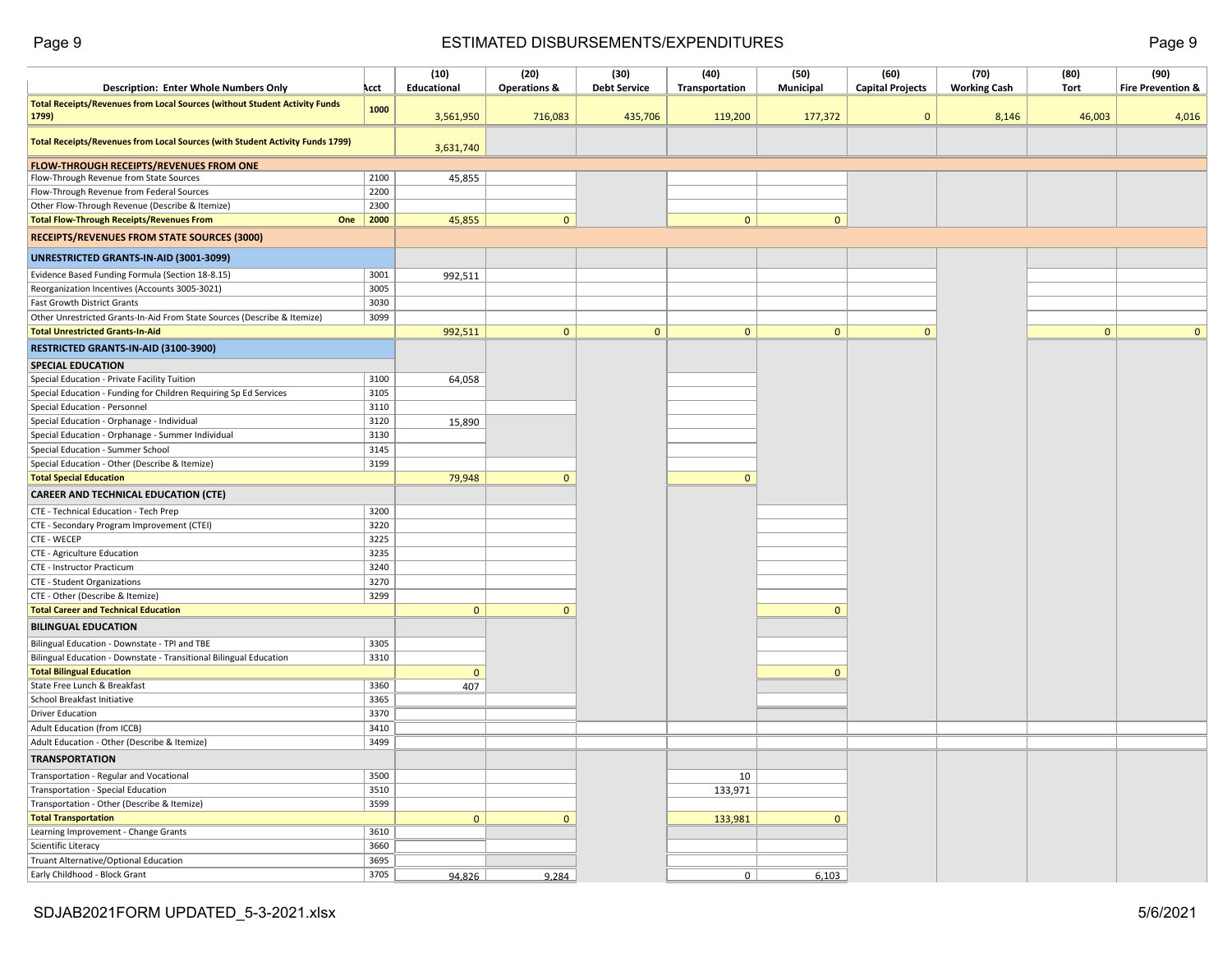# ESTIMATED DISBURSEMENTS/EXPENDITURES

| Description: Enter Whole Numbers Only | Acct | (10) Educational | (20) Operations & | (30) Debt Service | (40) Transportation | (50) Municipal | (60) Capital Projects | (70) Working Cash | (80) Tort | (90) Fire Prevention & |
|---|---|---|---|---|---|---|---|---|---|---|
| **Total Receipts/Revenues from Local Sources (without Student Activity Funds 1799)** | 1000 | 3,561,950 | 716,083 | 435,706 | 119,200 | 177,372 | 0 | 8,146 | 46,003 | 4,016 |
| **Total Receipts/Revenues from Local Sources (with Student Activity Funds 1799)** | | 3,631,740 | | | | | | | | |
| **FLOW-THROUGH RECEIPTS/REVENUES FROM ONE** | | | | | | | | | | |
| Flow-Through Revenue from State Sources | 2100 | 45,855 | | | | | | | | |
| Flow-Through Revenue from Federal Sources | 2200 | | | | | | | | | |
| Other Flow-Through Revenue (Describe & Itemize) | 2300 | | | | | | | | | |
| **Total Flow-Through Receipts/Revenues From One** | 2000 | 45,855 | 0 | | 0 | 0 | | | | |
| **RECEIPTS/REVENUES FROM STATE SOURCES (3000)** | | | | | | | | | | |
| **UNRESTRICTED GRANTS-IN-AID (3001-3099)** | | | | | | | | | | |
| Evidence Based Funding Formula (Section 18-8.15) | 3001 | 992,511 | | | | | | | | |
| Reorganization Incentives (Accounts 3005-3021) | 3005 | | | | | | | | | |
| Fast Growth District Grants | 3030 | | | | | | | | | |
| Other Unrestricted Grants-In-Aid From State Sources (Describe & Itemize) | 3099 | | | | | | | | | |
| **Total Unrestricted Grants-In-Aid** | | 992,511 | 0 | 0 | 0 | 0 | 0 | | 0 | 0 |
| **RESTRICTED GRANTS-IN-AID (3100-3900)** | | | | | | | | | | |
| **SPECIAL EDUCATION** | | | | | | | | | | |
| Special Education - Private Facility Tuition | 3100 | 64,058 | | | | | | | | |
| Special Education - Funding for Children Requiring Sp Ed Services | 3105 | | | | | | | | | |
| Special Education - Personnel | 3110 | | | | | | | | | |
| Special Education - Orphanage - Individual | 3120 | 15,890 | | | | | | | | |
| Special Education - Orphanage - Summer Individual | 3130 | | | | | | | | | |
| Special Education - Summer School | 3145 | | | | | | | | | |
| Special Education - Other (Describe & Itemize) | 3199 | | | | | | | | | |
| **Total Special Education** | | 79,948 | 0 | | 0 | | | | | |
| **CAREER AND TECHNICAL EDUCATION (CTE)** | | | | | | | | | | |
| CTE - Technical Education - Tech Prep | 3200 | | | | | | | | | |
| CTE - Secondary Program Improvement (CTEI) | 3220 | | | | | | | | | |
| CTE - WECEP | 3225 | | | | | | | | | |
| CTE - Agriculture Education | 3235 | | | | | | | | | |
| CTE - Instructor Practicum | 3240 | | | | | | | | | |
| CTE - Student Organizations | 3270 | | | | | | | | | |
| CTE - Other (Describe & Itemize) | 3299 | | | | | | | | | |
| **Total Career and Technical Education** | | 0 | 0 | | | 0 | | | | |
| **BILINGUAL EDUCATION** | | | | | | | | | | |
| Bilingual Education - Downstate - TPI and TBE | 3305 | | | | | | | | | |
| Bilingual Education - Downstate - Transitional Bilingual Education | 3310 | | | | | | | | | |
| **Total Bilingual Education** | | 0 | | | | 0 | | | | |
| State Free Lunch & Breakfast | 3360 | 407 | | | | | | | | |
| School Breakfast Initiative | 3365 | | | | | | | | | |
| Driver Education | 3370 | | | | | | | | | |
| Adult Education (from ICCB) | 3410 | | | | | | | | | |
| Adult Education - Other (Describe & Itemize) | 3499 | | | | | | | | | |
| **TRANSPORTATION** | | | | | | | | | | |
| Transportation - Regular and Vocational | 3500 | | | | 10 | | | | | |
| Transportation - Special Education | 3510 | | | | 133,971 | | | | | |
| Transportation - Other (Describe & Itemize) | 3599 | | | | | | | | | |
| **Total Transportation** | | 0 | 0 | | 133,981 | 0 | | | | |
| Learning Improvement - Change Grants | 3610 | | | | | | | | | |
| Scientific Literacy | 3660 | | | | | | | | | |
| Truant Alternative/Optional Education | 3695 | | | | | | | | | |
| Early Childhood - Block Grant | 3705 | 94,826 | 9,284 | | 0 | 6,103 | | | | |

SDJAB2021FORM UPDATED_5-3-2021.xlsx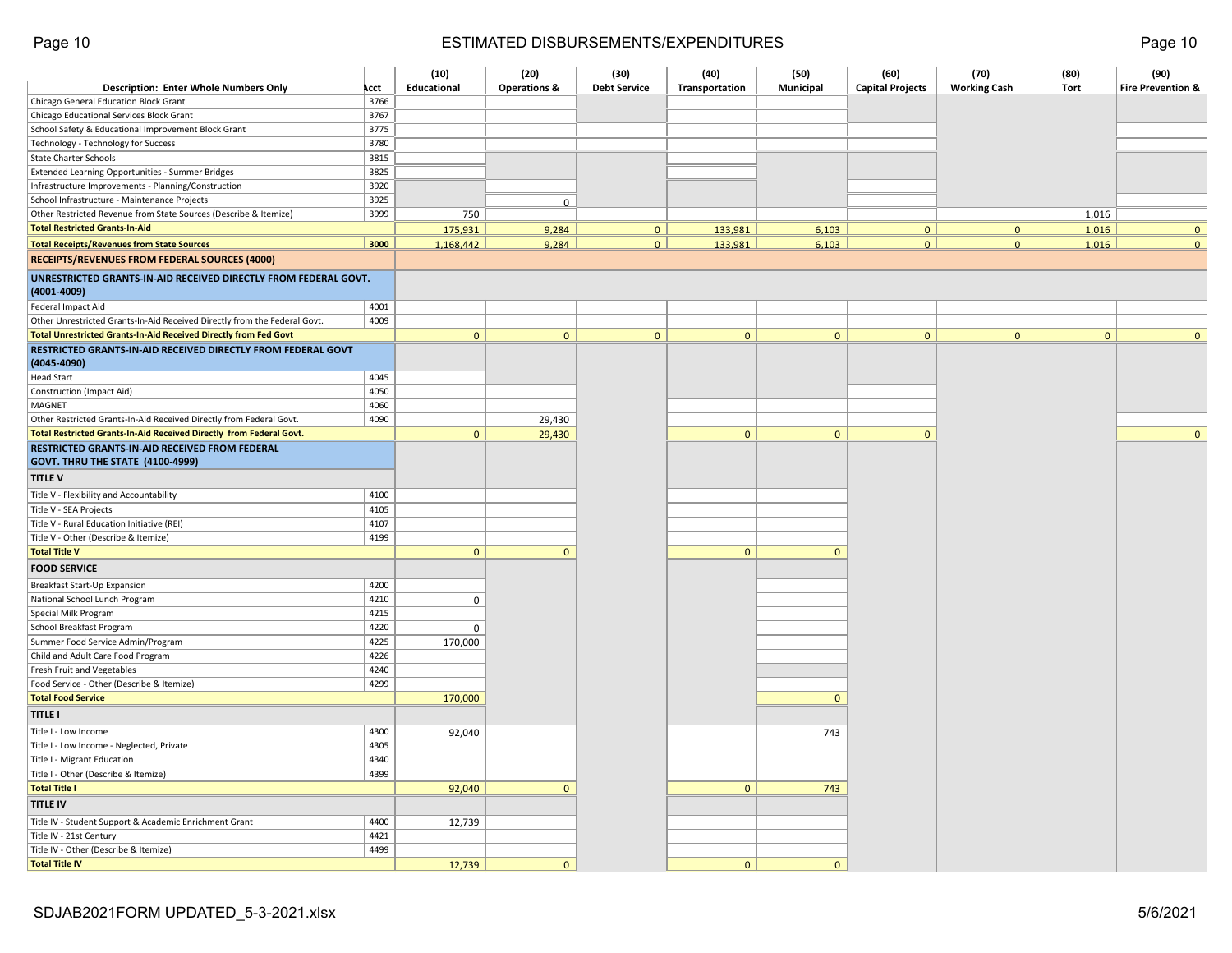# ESTIMATED DISBURSEMENTS/EXPENDITURES

| Description: Enter Whole Numbers Only | Acct | (10) Educational | (20) Operations & | (30) Debt Service | (40) Transportation | (50) Municipal | (60) Capital Projects | (70) Working Cash | (80) Tort | (90) Fire Prevention & |
|---|---|---|---|---|---|---|---|---|---|---|
| Chicago General Education Block Grant | 3766 | | | | | | | | | |
| Chicago Educational Services Block Grant | 3767 | | | | | | | | | |
| School Safety & Educational Improvement Block Grant | 3775 | | | | | | | | | |
| Technology - Technology for Success | 3780 | | | | | | | | | |
| State Charter Schools | 3815 | | | | | | | | | |
| Extended Learning Opportunities - Summer Bridges | 3825 | | | | | | | | | |
| Infrastructure Improvements - Planning/Construction | 3920 | | | | | | | | | |
| School Infrastructure - Maintenance Projects | 3925 | | 0 | | | | | | | |
| Other Restricted Revenue from State Sources (Describe & Itemize) | 3999 | 750 | | | | | | | 1,016 | |
| **Total Restricted Grants-In-Aid** | | 175,931 | 9,284 | 0 | 133,981 | 6,103 | 0 | 0 | 1,016 | 0 |
| **Total Receipts/Revenues from State Sources** | 3000 | 1,168,442 | 9,284 | 0 | 133,981 | 6,103 | 0 | 0 | 1,016 | 0 |
| **RECEIPTS/REVENUES FROM FEDERAL SOURCES (4000)** | | | | | | | | | | |
| **UNRESTRICTED GRANTS-IN-AID RECEIVED DIRECTLY FROM FEDERAL GOVT. (4001-4009)** | | | | | | | | | | |
| Federal Impact Aid | 4001 | | | | | | | | | |
| Other Unrestricted Grants-In-Aid Received Directly from the Federal Govt. | 4009 | | | | | | | | | |
| **Total Unrestricted Grants-In-Aid Received Directly from Fed Govt** | | 0 | 0 | 0 | 0 | 0 | 0 | 0 | 0 | 0 |
| **RESTRICTED GRANTS-IN-AID RECEIVED DIRECTLY FROM FEDERAL GOVT (4045-4090)** | | | | | | | | | | |
| Head Start | 4045 | | | | | | | | | |
| Construction (Impact Aid) | 4050 | | | | | | | | | |
| MAGNET | 4060 | | | | | | | | | |
| Other Restricted Grants-In-Aid Received Directly from Federal Govt. | 4090 | | 29,430 | | | | | | | |
| **Total Restricted Grants-In-Aid Received Directly from Federal Govt.** | | 0 | 29,430 | | 0 | 0 | 0 | | | 0 |
| **RESTRICTED GRANTS-IN-AID RECEIVED FROM FEDERAL GOVT. THRU THE STATE (4100-4999)** | | | | | | | | | | |
| **TITLE V** | | | | | | | | | | |
| Title V - Flexibility and Accountability | 4100 | | | | | | | | | |
| Title V - SEA Projects | 4105 | | | | | | | | | |
| Title V - Rural Education Initiative (REI) | 4107 | | | | | | | | | |
| Title V - Other (Describe & Itemize) | 4199 | | | | | | | | | |
| **Total Title V** | | 0 | 0 | | 0 | 0 | | | | |
| **FOOD SERVICE** | | | | | | | | | | |
| Breakfast Start-Up Expansion | 4200 | | | | | | | | | |
| National School Lunch Program | 4210 | 0 | | | | | | | | |
| Special Milk Program | 4215 | | | | | | | | | |
| School Breakfast Program | 4220 | 0 | | | | | | | | |
| Summer Food Service Admin/Program | 4225 | 170,000 | | | | | | | | |
| Child and Adult Care Food Program | 4226 | | | | | | | | | |
| Fresh Fruit and Vegetables | 4240 | | | | | | | | | |
| Food Service - Other (Describe & Itemize) | 4299 | | | | | | | | | |
| **Total Food Service** | | 170,000 | | | | 0 | | | | |
| **TITLE I** | | | | | | | | | | |
| Title I - Low Income | 4300 | 92,040 | | | | 743 | | | | |
| Title I - Low Income - Neglected, Private | 4305 | | | | | | | | | |
| Title I - Migrant Education | 4340 | | | | | | | | | |
| Title I - Other (Describe & Itemize) | 4399 | | | | | | | | | |
| **Total Title I** | | 92,040 | 0 | | 0 | 743 | | | | |
| **TITLE IV** | | | | | | | | | | |
| Title IV - Student Support & Academic Enrichment Grant | 4400 | 12,739 | | | | | | | | |
| Title IV - 21st Century | 4421 | | | | | | | | | |
| Title IV - Other (Describe & Itemize) | 4499 | | | | | | | | | |
| **Total Title IV** | | 12,739 | 0 | | 0 | 0 | | | | |

SDJAB2021FORM UPDATED_5-3-2021.xlsx 5/6/2021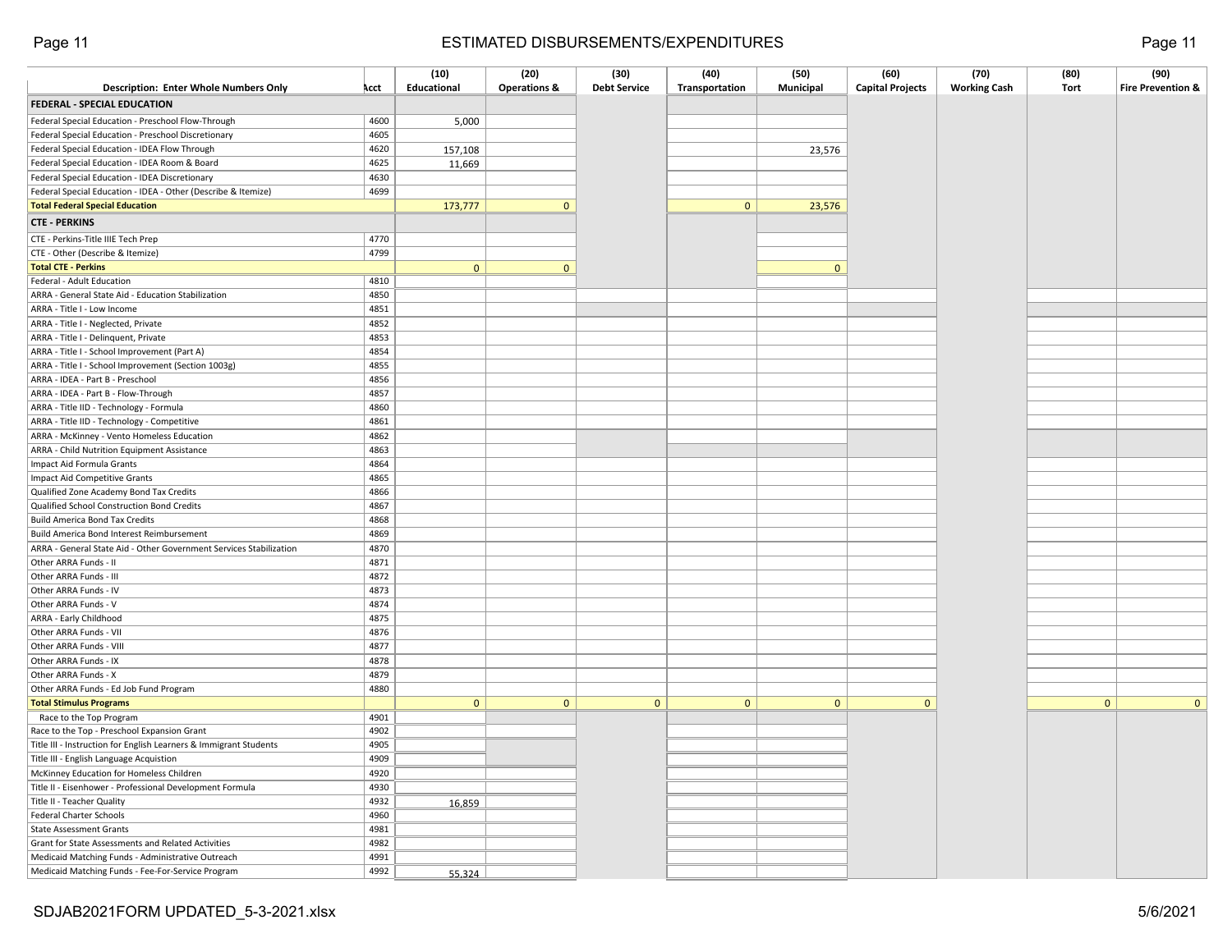## ESTIMATED DISBURSEMENTS/EXPENDITURES

| Description: Enter Whole Numbers Only | Acct | (10) Educational | (20) Operations & | (30) Debt Service | (40) Transportation | (50) Municipal | (60) Capital Projects | (70) Working Cash | (80) Tort | (90) Fire Prevention & |
|---|---|---|---|---|---|---|---|---|---|---|
| **FEDERAL - SPECIAL EDUCATION** | | | | | | | | | | |
| Federal Special Education - Preschool Flow-Through | 4600 | 5,000 | | | | | | | | |
| Federal Special Education - Preschool Discretionary | 4605 | | | | | | | | | |
| Federal Special Education - IDEA Flow Through | 4620 | 157,108 | | | | 23,576 | | | | |
| Federal Special Education - IDEA Room & Board | 4625 | 11,669 | | | | | | | | |
| Federal Special Education - IDEA Discretionary | 4630 | | | | | | | | | |
| Federal Special Education - IDEA - Other (Describe & Itemize) | 4699 | | | | | | | | | |
| **Total Federal Special Education** | | 173,777 | 0 | | 0 | 23,576 | | | | |
| **CTE - PERKINS** | | | | | | | | | | |
| CTE - Perkins-Title IIIE Tech Prep | 4770 | | | | | | | | | |
| CTE - Other (Describe & Itemize) | 4799 | | | | | | | | | |
| **Total CTE - Perkins** | | 0 | 0 | | | 0 | | | | |
| Federal - Adult Education | 4810 | | | | | | | | | |
| ARRA - General State Aid - Education Stabilization | 4850 | | | | | | | | | |
| ARRA - Title I - Low Income | 4851 | | | | | | | | | |
| ARRA - Title I - Neglected, Private | 4852 | | | | | | | | | |
| ARRA - Title I - Delinquent, Private | 4853 | | | | | | | | | |
| ARRA - Title I - School Improvement (Part A) | 4854 | | | | | | | | | |
| ARRA - Title I - School Improvement (Section 1003g) | 4855 | | | | | | | | | |
| ARRA - IDEA - Part B - Preschool | 4856 | | | | | | | | | |
| ARRA - IDEA - Part B - Flow-Through | 4857 | | | | | | | | | |
| ARRA - Title IID - Technology - Formula | 4860 | | | | | | | | | |
| ARRA - Title IID - Technology - Competitive | 4861 | | | | | | | | | |
| ARRA - McKinney - Vento Homeless Education | 4862 | | | | | | | | | |
| ARRA - Child Nutrition Equipment Assistance | 4863 | | | | | | | | | |
| Impact Aid Formula Grants | 4864 | | | | | | | | | |
| Impact Aid Competitive Grants | 4865 | | | | | | | | | |
| Qualified Zone Academy Bond Tax Credits | 4866 | | | | | | | | | |
| Qualified School Construction Bond Credits | 4867 | | | | | | | | | |
| Build America Bond Tax Credits | 4868 | | | | | | | | | |
| Build America Bond Interest Reimbursement | 4869 | | | | | | | | | |
| ARRA - General State Aid - Other Government Services Stabilization | 4870 | | | | | | | | | |
| Other ARRA Funds - II | 4871 | | | | | | | | | |
| Other ARRA Funds - III | 4872 | | | | | | | | | |
| Other ARRA Funds - IV | 4873 | | | | | | | | | |
| Other ARRA Funds - V | 4874 | | | | | | | | | |
| ARRA - Early Childhood | 4875 | | | | | | | | | |
| Other ARRA Funds - VII | 4876 | | | | | | | | | |
| Other ARRA Funds - VIII | 4877 | | | | | | | | | |
| Other ARRA Funds - IX | 4878 | | | | | | | | | |
| Other ARRA Funds - X | 4879 | | | | | | | | | |
| Other ARRA Funds - Ed Job Fund Program | 4880 | | | | | | | | | |
| **Total Stimulus Programs** | | 0 | 0 | 0 | 0 | 0 | 0 | | 0 | 0 |
| Race to the Top Program | 4901 | | | | | | | | | |
| Race to the Top - Preschool Expansion Grant | 4902 | | | | | | | | | |
| Title III - Instruction for English Learners & Immigrant Students | 4905 | | | | | | | | | |
| Title III - English Language Acquistion | 4909 | | | | | | | | | |
| McKinney Education for Homeless Children | 4920 | | | | | | | | | |
| Title II - Eisenhower - Professional Development Formula | 4930 | | | | | | | | | |
| Title II - Teacher Quality | 4932 | 16,859 | | | | | | | | |
| Federal Charter Schools | 4960 | | | | | | | | | |
| State Assessment Grants | 4981 | | | | | | | | | |
| Grant for State Assessments and Related Activities | 4982 | | | | | | | | | |
| Medicaid Matching Funds - Administrative Outreach | 4991 | | | | | | | | | |
| Medicaid Matching Funds - Fee-For-Service Program | 4992 | 55,324 | | | | | | | | |

SDJAB2021FORM UPDATED_5-3-2021.xlsx

5/6/2021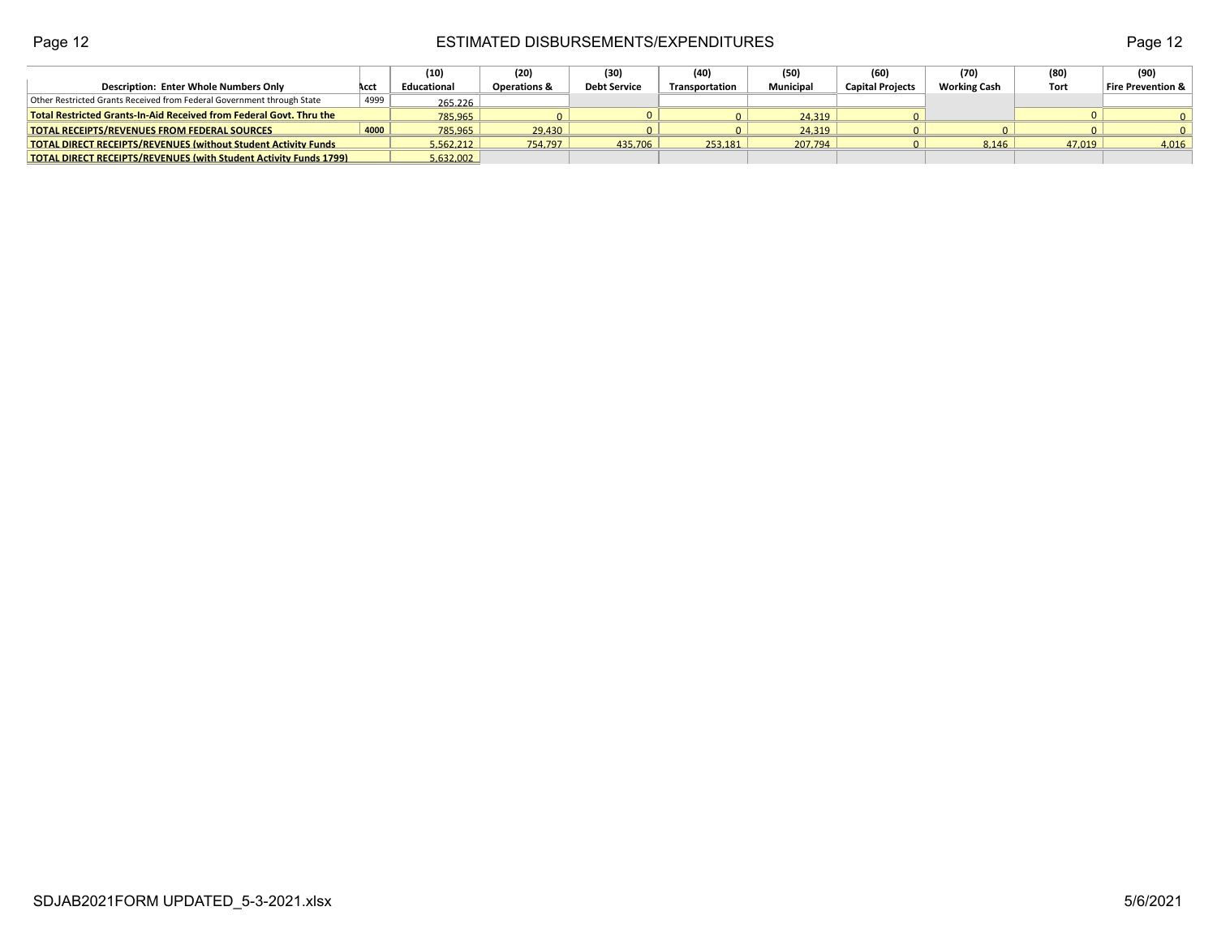# ESTIMATED DISBURSEMENTS/EXPENDITURES

| Description: Enter Whole Numbers Only | Acct | (10) Educational | (20) Operations & | (30) Debt Service | (40) Transportation | (50) Municipal | (60) Capital Projects | (70) Working Cash | (80) Tort | (90) Fire Prevention & |
|---|---|---|---|---|---|---|---|---|---|---|
| Other Restricted Grants Received from Federal Government through State | 4999 | 265,226 | | | | | | | | |
| **Total Restricted Grants-In-Aid Received from Federal Govt. Thru the** | | 785,965 | 0 | 0 | 0 | 24,319 | 0 | | 0 | 0 |
| **TOTAL RECEIPTS/REVENUES FROM FEDERAL SOURCES** | 4000 | 785,965 | 29,430 | 0 | 0 | 24,319 | 0 | 0 | 0 | 0 |
| **TOTAL DIRECT RECEIPTS/REVENUES (without Student Activity Funds** | | 5,562,212 | 754,797 | 435,706 | 253,181 | 207,794 | 0 | 8,146 | 47,019 | 4,016 |
| **TOTAL DIRECT RECEIPTS/REVENUES (with Student Activity Funds 1799)** | | 5,632,002 | | | | | | | | |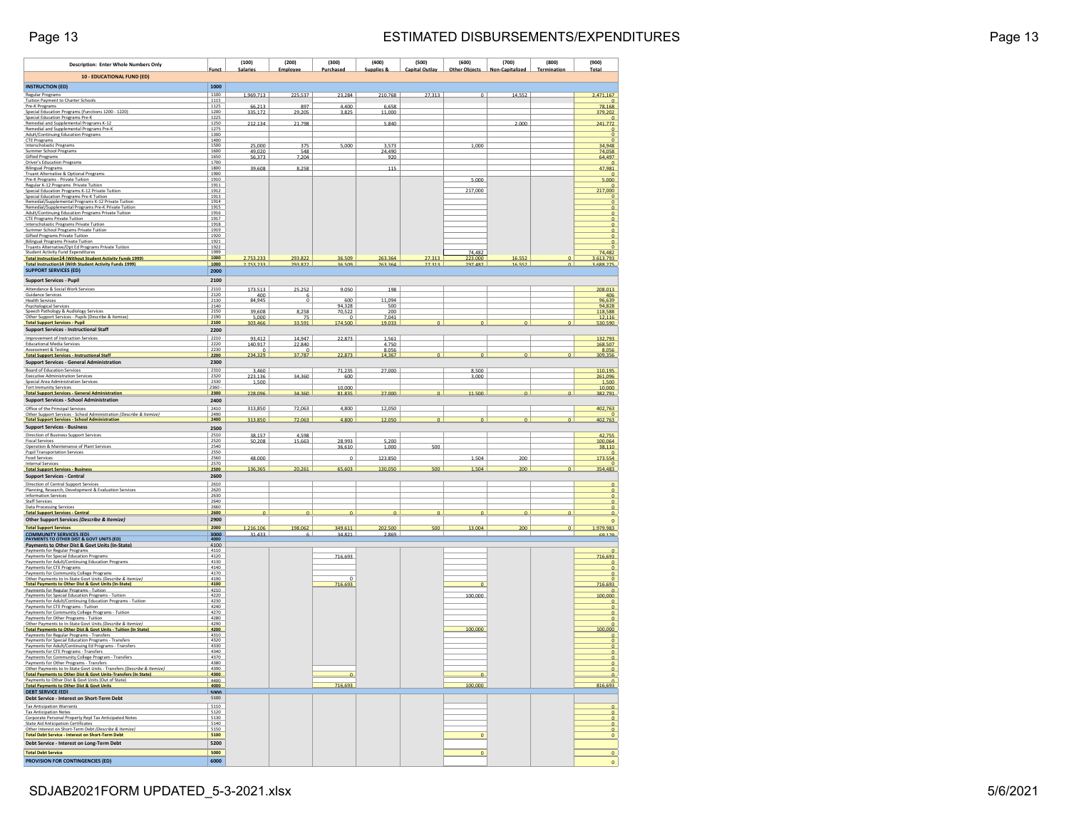# ESTIMATED DISBURSEMENTS/EXPENDITURES

| Description: Enter Whole Numbers Only | Funct | (100) Salaries | (200) Employee | (300) Purchased | (400) Supplies & | (500) Capital Outlay | (600) Other Objects | (700) Non-Capitalized | (800) Termination | (900) Total |
|---|---|---|---|---|---|---|---|---|---|---|
| **10 - EDUCATIONAL FUND (ED)** | | | | | | | | | | |
| **INSTRUCTION (ED)** | **1000** | | | | | | | | | |
| Regular Programs | 1100 | 1,969,713 | 225,537 | 23,284 | 210,768 | 27,313 | 0 | 14,552 | | 2,471,167 |
| Tuition Payment to Charter Schools | 1115 | | | | | | | | | 0 |
| Pre-K Programs | 1125 | 66,213 | 897 | 4,400 | 6,658 | | | | | 78,168 |
| Special Education Programs (Functions 1200 - 1220) | 1200 | 335,172 | 29,205 | 3,825 | 11,000 | | | | | 379,202 |
| Special Education Programs Pre-K | 1225 | | | | | | | | | 0 |
| Remedial and Supplemental Programs K-12 | 1250 | 212,134 | 21,798 | | 5,840 | | | 2,000 | | 241,772 |
| Remedial and Supplemental Programs Pre-K | 1275 | | | | | | | | | 0 |
| Adult/Continuing Education Programs | 1300 | | | | | | | | | 0 |
| CTE Programs | 1400 | | | | | | | | | 0 |
| Interscholastic Programs | 1500 | 25,000 | 375 | 5,000 | 3,573 | | 1,000 | | | 34,948 |
| Summer School Programs | 1600 | 49,020 | 548 | | 24,490 | | | | | 74,058 |
| Gifted Programs | 1650 | 56,373 | 7,204 | | 920 | | | | | 64,497 |
| Driver's Education Programs | 1700 | | | | | | | | | 0 |
| Bilingual Programs | 1800 | 39,608 | 8,258 | | 115 | | | | | 47,981 |
| Truant Alternative & Optional Programs | 1900 | | | | | | | | | 0 |
| Pre-K Programs - Private Tuition | 1910 | | | | | | 5,000 | | | 5,000 |
| Regular K-12 Programs Private Tuition | 1911 | | | | | | | | | 0 |
| Special Education Programs K-12 Private Tuition | 1912 | | | | | | 217,000 | | | 217,000 |
| Special Education Programs Pre-K Tuition | 1913 | | | | | | | | | 0 |
| Remedial/Supplemental Programs K-12 Private Tuition | 1914 | | | | | | | | | 0 |
| Remedial/Supplemental Programs Pre-K Private Tuition | 1915 | | | | | | | | | 0 |
| Adult/Continuing Education Programs Private Tuition | 1916 | | | | | | | | | 0 |
| CTE Programs Private Tuition | 1917 | | | | | | | | | 0 |
| Interscholastic Programs Private Tuition | 1918 | | | | | | | | | 0 |
| Summer School Programs Private Tuition | 1919 | | | | | | | | | 0 |
| Gifted Programs Private Tuition | 1920 | | | | | | | | | 0 |
| Bilingual Programs Private Tuition | 1921 | | | | | | | | | 0 |
| Truants Alternative/Opt Ed Programs Private Tuition | 1922 | | | | | | | | | 0 |
| Student Activity Fund Expenditures | 1999 | | | | | | 74,482 | | | 74,482 |
| **Total Instruction14 (Without Student Activity Funds 1999)** | **1000** | 2,753,233 | 293,822 | 36,509 | 263,364 | 27,313 | 223,000 | 16,552 | 0 | 3,613,793 |
| **Total Instruction14 (With Student Activity Funds 1999)** | **1000** | 2,753,233 | 293,822 | 36,509 | 263,364 | 27,313 | 297,482 | 16,552 | 0 | 3,688,275 |
| **SUPPORT SERVICES (ED)** | **2000** | | | | | | | | | |
| **Support Services - Pupil** | **2100** | | | | | | | | | |
| Attendance & Social Work Services | 2110 | 173,513 | 25,252 | 9,050 | 198 | | | | | 208,013 |
| Guidance Services | 2120 | 400 | 6 | | | | | | | 406 |
| Health Services | 2130 | 84,945 | 0 | 600 | 11,094 | | | | | 96,639 |
| Psychological Services | 2140 | | | 94,328 | 500 | | | | | 94,828 |
| Speech Pathology & Audiology Services | 2150 | 39,608 | 8,258 | 70,522 | 200 | | | | | 118,588 |
| Other Support Services - Pupils (Describe & Itemize) | 2190 | 5,000 | 75 | 0 | 7,041 | | | | | 12,116 |
| **Total Support Services - Pupil** | **2100** | 303,466 | 33,591 | 174,500 | 19,033 | 0 | 0 | 0 | 0 | 530,590 |
| **Support Services - Instructional Staff** | **2200** | | | | | | | | | |
| Improvement of Instruction Services | 2210 | 93,412 | 14,947 | 22,873 | 1,561 | | | | | 132,793 |
| Educational Media Services | 2220 | 140,917 | 22,840 | | 4,750 | | | | | 168,507 |
| Assessment & Testing | 2230 | 0 | 0 | | 8,056 | | | | | 8,056 |
| **Total Support Services - Instructional Staff** | **2200** | 234,329 | 37,787 | 22,873 | 14,367 | 0 | 0 | 0 | 0 | 309,356 |
| **Support Services - General Administration** | **2300** | | | | | | | | | |
| Board of Education Services | 2310 | 3,460 | | 71,235 | 27,000 | | 8,500 | | | 110,195 |
| Executive Administration Services | 2320 | 223,136 | 34,360 | 600 | | | 3,000 | | | 261,096 |
| Special Area Administration Services | 2330 | 1,500 | | | | | | | | 1,500 |
| Tort Immunity Services | 2360 - | | | 10,000 | | | | | | 10,000 |
| **Total Support Services - General Administration** | **2300** | 228,096 | 34,360 | 81,835 | 27,000 | 0 | 11,500 | 0 | 0 | 382,791 |
| **Support Services - School Administration** | **2400** | | | | | | | | | |
| Office of the Principal Services | 2410 | 313,850 | 72,063 | 4,800 | 12,050 | | | | | 402,763 |
| Other Support Services - School Administration *(Describe & Itemize)* | 2490 | | | | | | | | | 0 |
| **Total Support Services - School Administration** | **2400** | 313,850 | 72,063 | 4,800 | 12,050 | 0 | 0 | 0 | 0 | 402,763 |
| **Support Services - Business** | **2500** | | | | | | | | | |
| Direction of Business Support Services | 2510 | 38,157 | 4,598 | | | | | | | 42,755 |
| Fiscal Services | 2520 | 50,208 | 15,663 | 28,993 | 5,200 | | | | | 100,064 |
| Operation & Maintenance of Plant Services | 2540 | | | 36,610 | 1,000 | 500 | | | | 38,110 |
| Pupil Transportation Services | 2550 | | | | | | | | | 0 |
| Food Services | 2560 | 48,000 | | 0 | 123,850 | | 1,504 | 200 | | 173,554 |
| Internal Services | 2570 | | | | | | | | | 0 |
| **Total Support Services - Business** | **2500** | 136,365 | 20,261 | 65,603 | 130,050 | 500 | 1,504 | 200 | 0 | 354,483 |
| **Support Services - Central** | **2600** | | | | | | | | | |
| Direction of Central Support Services | 2610 | | | | | | | | | 0 |
| Planning, Research, Development & Evaluation Services | 2620 | | | | | | | | | 0 |
| Information Services | 2630 | | | | | | | | | 0 |
| Staff Services | 2640 | | | | | | | | | 0 |
| Data Processing Services | 2660 | | | | | | | | | 0 |
| **Total Support Services - Central** | **2600** | 0 | 0 | 0 | 0 | 0 | 0 | 0 | 0 | 0 |
| **Other Support Services *(Describe & Itemize)*** | **2900** | | | | | | | | | 0 |
| **Total Support Services** | **2000** | 1,216,106 | 198,062 | 349,611 | 202,500 | 500 | 13,004 | 200 | 0 | 1,979,983 |
| **COMMUNITY SERVICES (ED)** | **3000** | 31,433 | 6 | 34,821 | 2,869 | | | | | 69,129 |
| **PAYMENTS TO OTHER DIST & GOVT UNITS (ED)** | **4000** | | | | | | | | | |
| **Payments to Other Dist & Govt Units (In-State)** | 4100 | | | | | | | | | |
| Payments for Regular Programs | 4110 | | | | | | | | | 0 |
| Payments for Special Education Programs | 4120 | | | 716,693 | | | | | | 716,693 |
| Payments for Adult/Continuing Education Programs | 4130 | | | | | | | | | 0 |
| Payments for CTE Programs | 4140 | | | | | | | | | 0 |
| Payments for Community College Programs | 4170 | | | | | | | | | 0 |
| Other Payments to In-State Govt Units *(Describe & Itemize)* | 4190 | | | 0 | | | | | | 0 |
| **Total Payments to Other Dist & Govt Units (In-State)** | **4100** | | | 716,693 | | | 0 | | | 716,693 |
| Payments for Regular Programs - Tuition | 4210 | | | | | | | | | 0 |
| Payments for Special Education Programs - Tuition | 4220 | | | | | | 100,000 | | | 100,000 |
| Payments for Adult/Continuing Education Programs - Tuition | 4230 | | | | | | | | | 0 |
| Payments for CTE Programs - Tuition | 4240 | | | | | | | | | 0 |
| Payments for Community College Programs - Tuition | 4270 | | | | | | | | | 0 |
| Payments for Other Programs - Tuition | 4280 | | | | | | | | | 0 |
| Other Payments to In-State Govt Units *(Describe & Itemize)* | 4290 | | | | | | | | | 0 |
| **Total Payments to Other Dist & Govt Units - Tuition (In State)** | **4200** | | | | | | 100,000 | | | 100,000 |
| Payments for Regular Programs - Transfers | 4310 | | | | | | | | | 0 |
| Payments for Special Education Programs - Transfers | 4320 | | | | | | | | | 0 |
| Payments for Adult/Continuing Ed Programs - Transfers | 4330 | | | | | | | | | 0 |
| Payments for CTE Programs - Transfers | 4340 | | | | | | | | | 0 |
| Payments for Community College Program - Transfers | 4370 | | | | | | | | | 0 |
| Payments for Other Programs - Transfers | 4380 | | | | | | | | | 0 |
| Other Payments to In-State Govt Units - Transfers *(Describe & Itemize)* | 4390 | | | | | | | | | 0 |
| **Total Payments to Other Dist & Govt Units-Transfers (In State)** | **4300** | | | 0 | | | 0 | | | 0 |
| Payments to Other Dist & Govt Units (Out of State) | 4400 | | | | | | | | | 0 |
| **Total Payments to Other Dist & Govt Units** | **4000** | | | 716,693 | | | 100,000 | | | 816,693 |
| **DEBT SERVICE (ED)** | **5000** | | | | | | | | | |
| **Debt Service - Interest on Short-Term Debt** | 5100 | | | | | | | | | |
| Tax Anticipation Warrants | 5110 | | | | | | | | | 0 |
| Tax Anticipation Notes | 5120 | | | | | | | | | 0 |
| Corporate Personal Property Repl Tax Anticipated Notes | 5130 | | | | | | | | | 0 |
| State Aid Anticipation Certificates | 5140 | | | | | | | | | 0 |
| Other Interest on Short-Term Debt *(Describe & Itemize)* | 5150 | | | | | | | | | 0 |
| **Total Debt Service - Interest on Short-Term Debt** | **5100** | | | | | | 0 | | | 0 |
| **Debt Service - Interest on Long-Term Debt** | **5200** | | | | | | | | | |
| **Total Debt Service** | **5000** | | | | | | 0 | | | 0 |
| **PROVISION FOR CONTINGENCIES (ED)** | **6000** | | | | | | | | | 0 |

SDJAB2021FORM UPDATED_5-3-2021.xlsx

5/6/2021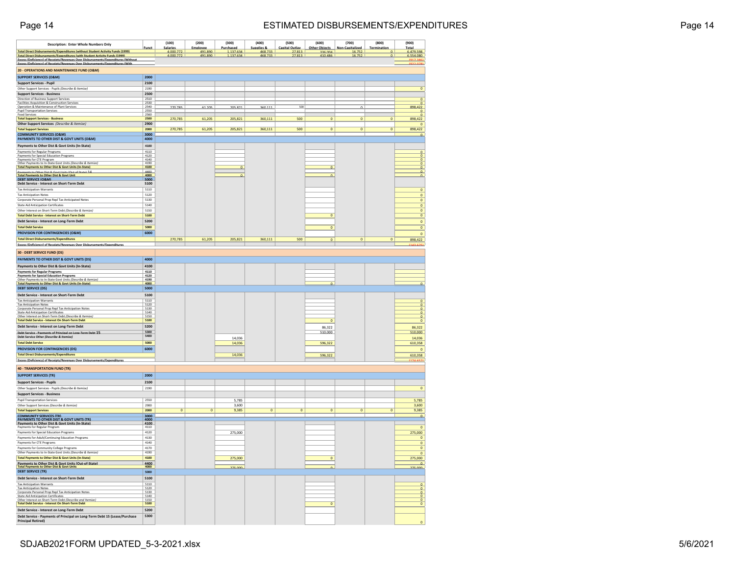# ESTIMATED DISBURSEMENTS/EXPENDITURES

| Description: Enter Whole Numbers Only | Funct | (100) Salaries | (200) Employee | (300) Purchased | (400) Supplies & | (500) Capital Outlay | (600) Other Objects | (700) Non-Capitalized | (800) Termination | (900) Total |
|---|---|---|---|---|---|---|---|---|---|---|
| Total Direct Disbursements/Expenditures (without Student Activity Funds (1999) | | 4,000,772 | 491,890 | 1,137,634 | 468,733 | 27,813 | 336,004 | 16,752 | 0 | 6,479,598 |
| Total Direct Disbursements/Expenditures (with Student Activity Funds (1999) | | 4,000,772 | 491,890 | 1,137,634 | 468,733 | 27,813 | 410,486 | 16,752 | 0 | 6,554,080 |
| Excess (Deficiency) of Receipts/Revenues Over Disbursements/Expenditures (Without | | | | | | | | | | (852,386) |
| Excess (Deficiency) of Receipts/Revenues Over Disbursements/Expenditures (With | | | | | | | | | | (927,078) |
| **20 - OPERATIONS AND MAINTENANCE FUND (O&M)** | | | | | | | | | | |
| **SUPPORT SERVICES (O&M)** | 2000 | | | | | | | | | |
| **Support Services - Pupil** | 2100 | | | | | | | | | |
| Other Support Services - Pupils *(Describe & Itemize)* | 2190 | | | | | | | | | 0 |
| **Support Services - Business** | 2500 | | | | | | | | | |
| Direction of Business Support Services | 2510 | | | | | | | | | 0 |
| Facilities Acquisition & Construction Services | 2530 | | | | | | | | | 0 |
| Operation & Maintenance of Plant Services | 2540 | 270,785 | 61,205 | 205,821 | 360,111 | 500 | | 0 | | 898,422 |
| Pupil Transportation Services | 2550 | | | | | | | | | 0 |
| Food Services | 2560 | | | | | | | | | 0 |
| **Total Support Services - Business** | 2500 | 270,785 | 61,205 | 205,821 | 360,111 | 500 | 0 | 0 | 0 | 898,422 |
| **Other Support Services** *(Describe & Itemize)* | 2900 | | | | | | | | | 0 |
| **Total Support Services** | 2000 | 270,785 | 61,205 | 205,821 | 360,111 | 500 | 0 | 0 | 0 | 898,422 |
| **COMMUNITY SERVICES (O&M)** | 3000 | | | | | | | | | 0 |
| **PAYMENTS TO OTHER DIST & GOVT UNITS (O&M)** | 4000 | | | | | | | | | |
| **Payments to Other Dist & Govt Units (In-State)** | 4100 | | | | | | | | | |
| Payments for Regular Programs | 4110 | | | | | | | | | 0 |
| Payments for Special Education Programs | 4120 | | | | | | | | | 0 |
| Payments for CTE Program | 4140 | | | | | | | | | 0 |
| Other Payments to In-State Govt Units *(Describe & Itemize)* | 4190 | | | | | | | | | 0 |
| **Total Payments to Other Dist & Govt Units (In-State)** | 4100 | | | 0 | | | 0 | | | 0 |
| Payments to Other Dist & Govt Units (Out-of-State) 14 | 4400 | | | | | | | | | 0 |
| **Total Payments to Other Dist & Govt Unit** | 4000 | | | 0 | | | 0 | | | 0 |
| **DEBT SERVICE (O&M)** | 5000 | | | | | | | | | |
| **Debt Service - Interest on Short-Term Debt** | 5100 | | | | | | | | | |
| Tax Anticipation Warrants | 5110 | | | | | | | | | 0 |
| Tax Anticipation Notes | 5120 | | | | | | | | | 0 |
| Corporate Personal Prop Repl Tax Anticipated Notes | 5130 | | | | | | | | | 0 |
| State Aid Anticipation Certificates | 5140 | | | | | | | | | 0 |
| Other Interest on Short-Term Debt *(Describe & Itemize)* | 5150 | | | | | | | | | 0 |
| **Total Debt Service - Interest on Short-Term Debt** | 5100 | | | | | | 0 | | | 0 |
| **Debt Service - Interest on Long-Term Debt** | 5200 | | | | | | | | | 0 |
| **Total Debt Service** | 5000 | | | | | | 0 | | | 0 |
| **PROVISION FOR CONTINGENCIES (O&M)** | 6000 | | | | | | | | | 0 |
| **Total Direct Disbursements/Expenditures** | | 270,785 | 61,205 | 205,821 | 360,111 | 500 | 0 | 0 | 0 | 898,422 |
| **Excess (Deficiency) of Receipts/Revenues Over Disbursements/Expenditures** | | | | | | | | | | (143,675) |
| **30 - DEBT SERVICE FUND (DS)** | | | | | | | | | | |
| **PAYMENTS TO OTHER DIST & GOVT UNITS (DS)** | 4000 | | | | | | | | | |
| **Payments to Other Dist & Govt Units (In-State)** | 4100 | | | | | | | | | |
| **Payments for Regular Programs** | 4110 | | | | | | | | | |
| **Payments for Special Education Programs** | 4120 | | | | | | | | | |
| Other Payments to In-State Govt Units *(Describe & Itemize)* | 4190 | | | | | | | | | |
| **Total Payments to Other Dist & Govt Units (In-State)** | 4000 | | | | | | 0 | | | 0 |
| **DEBT SERVICE (DS)** | 5000 | | | | | | | | | |
| **Debt Service - Interest on Short-Term Debt** | 5100 | | | | | | | | | |
| Tax Anticipation Warrants | 5110 | | | | | | | | | 0 |
| Tax Anticipation Notes | 5120 | | | | | | | | | 0 |
| Corporate Personal Prop Repl Tax Anticipation Notes | 5130 | | | | | | | | | 0 |
| State Aid Anticipation Certificates | 5140 | | | | | | | | | 0 |
| Other Interest on Short-Term Debt *(Describe & Itemize)* | 5150 | | | | | | | | | 0 |
| **Total Debt Service - Interest On Short-Term Debt** | 5100 | | | | | | 0 | | | 0 |
| **Debt Service - Interest on Long-Term Debt** | 5200 | | | | | | 86,322 | | | 86,322 |
| **Debt Service - Payments of Principal on Long-Term Debt 15** | 5300 | | | | | | 510,000 | | | 510,000 |
| **Debt Service Other** *(Describe & Itemize)* | 5400 | | | 14,036 | | | | | | 14,036 |
| **Total Debt Service** | 5000 | | | 14,036 | | | 596,322 | | | 610,358 |
| **PROVISION FOR CONTINGENCIES (DS)** | 6000 | | | | | | | | | 0 |
| **Total Direct Disbursements/Expenditures** | | | | 14,036 | | | 596,322 | | | 610,358 |
| **Excess (Deficiency) of Receipts/Revenues Over Disbursements/Expenditures** | | | | | | | | | | (174,652) |
| **40 - TRANSPORTATION FUND (TR)** | | | | | | | | | | |
| **SUPPORT SERVICES (TR)** | 2000 | | | | | | | | | |
| **Support Services - Pupils** | 2100 | | | | | | | | | |
| Other Support Services - Pupils *(Describe & Itemize)* | 2190 | | | | | | | | | 0 |
| **Support Services - Business** | | | | | | | | | | |
| Pupil Transportation Services | 2550 | | | 5,785 | | | | | | 5,785 |
| Other Support Services *(Describe & Itemize)* | 2900 | | | 3,600 | | | | | | 3,600 |
| **Total Support Services** | 2000 | 0 | 0 | 9,385 | 0 | 0 | 0 | 0 | 0 | 9,385 |
| **COMMUNITY SERVICES (TR)** | 3000 | | | | | | | | | 0 |
| **PAYMENTS TO OTHER DIST & GOVT UNITS (TR)** | 4000 | | | | | | | | | |
| **Payments to Other Dist & Govt Units (In-State)** | 4100 | | | | | | | | | |
| Payments for Regular Program | 4110 | | | | | | | | | 0 |
| Payments for Special Education Programs | 4120 | | | 275,000 | | | | | | 275,000 |
| Payments for Adult/Continuing Education Programs | 4130 | | | | | | | | | 0 |
| Payments for CTE Programs | 4140 | | | | | | | | | 0 |
| Payments for Community College Programs | 4170 | | | | | | | | | 0 |
| Other Payments to In-State Govt Units *(Describe & Itemize)* | 4190 | | | | | | | | | 0 |
| **Total Payments to Other Dist & Govt Units (In-State)** | 4100 | | | 275,000 | | | 0 | | | 275,000 |
| **Payments to Other Dist & Govt Units (Out-of-State)** | 4400 | | | | | | | | | 0 |
| **Total Payments to Other Dist & Govt Units** | 4000 | | | 275,000 | | | 0 | | | 275,000 |
| **DEBT SERVICE (TR)** | 5000 | | | | | | | | | |
| **Debt Service - Interest on Short-Term Debt** | 5100 | | | | | | | | | |
| Tax Anticipation Warrants | 5110 | | | | | | | | | 0 |
| Tax Anticipation Notes | 5120 | | | | | | | | | 0 |
| Corporate Personal Prop Repl Tax Anticipation Notes | 5130 | | | | | | | | | 0 |
| State Aid Anticipation Certificates | 5140 | | | | | | | | | 0 |
| Other Interest on Short-Term Debt *(Describe and Itemize)* | 5150 | | | | | | | | | 0 |
| **Total Debt Service - Interest On Short-Term Debt** | 5100 | | | | | | 0 | | | 0 |
| **Debt Service - Interest on Long-Term Debt** | 5200 | | | | | | | | | |
| **Debt Service - Payments of Principal on Long-Term Debt 15 (Lease/Purchase Principal Retired)** | 5300 | | | | | | | | | 0 |

SDJAB2021FORM UPDATED_5-3-2021.xlsx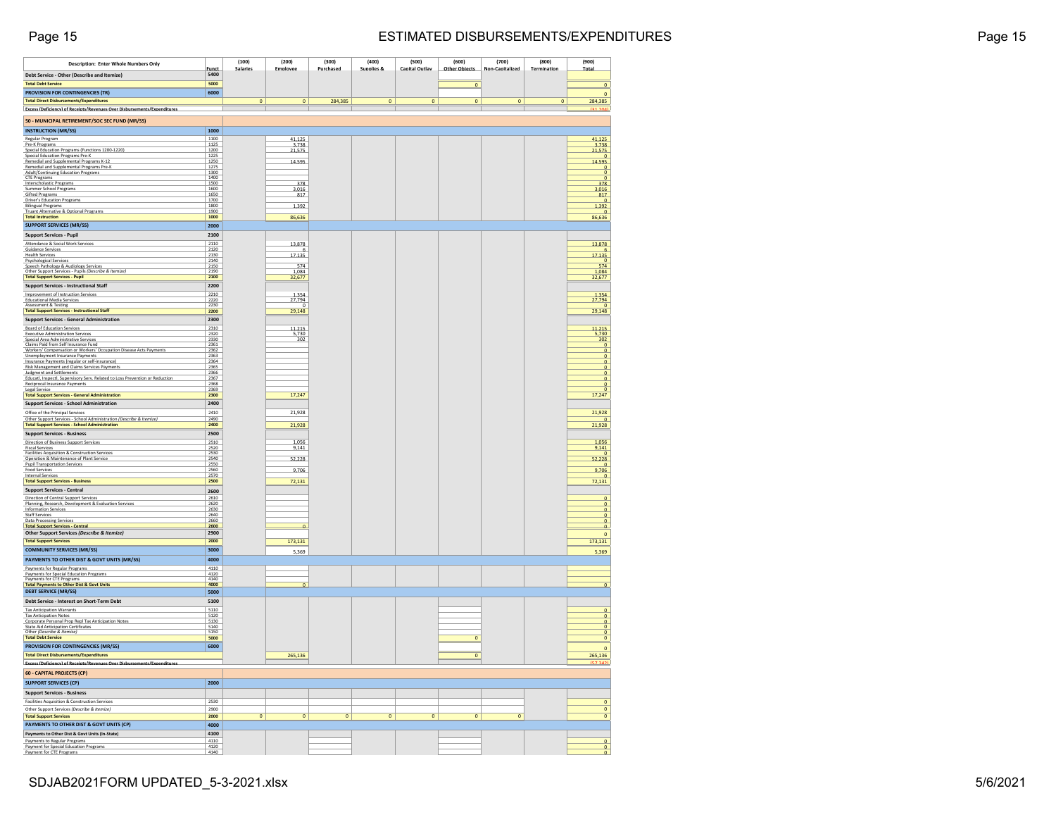# ESTIMATED DISBURSEMENTS/EXPENDITURES

| Description: Enter Whole Numbers Only | Funct | (100) Salaries | (200) Employee | (300) Purchased | (400) Supplies & | (500) Capital Outlay | (600) Other Objects | (700) Non-Capitalized | (800) Termination | (900) Total |
|---|---|---|---|---|---|---|---|---|---|---|
| Debt Service - Other (Describe and Itemize) | 5400 | | | | | | | | | |
| Total Debt Service | 5000 | | | | | | 0 | | | 0 |
| PROVISION FOR CONTINGENCIES (TR) | 6000 | | | | | | | | | 0 |
| Total Direct Disbursements/Expenditures | | 0 | 0 | 284,385 | 0 | 0 | 0 | 0 | 0 | 284,385 |
| Excess (Deficiency) of Receipts/Revenues Over Disbursements/Expenditures | | | | | | | | | | (31,304) |
| **50 - MUNICIPAL RETIREMENT/SOC SEC FUND (MR/SS)** | | | | | | | | | | |
| **INSTRUCTION (MR/SS)** | 1000 | | | | | | | | | |
| Regular Program | 1100 | | 41,125 | | | | | | | 41,125 |
| Pre-K Programs | 1125 | | 3,738 | | | | | | | 3,738 |
| Special Education Programs (Functions 1200-1220) | 1200 | | 21,575 | | | | | | | 21,575 |
| Special Education Programs Pre-K | 1225 | | | | | | | | | 0 |
| Remedial and Supplemental Programs K-12 | 1250 | | 14,595 | | | | | | | 14,595 |
| Remedial and Supplemental Programs Pre-K | 1275 | | | | | | | | | 0 |
| Adult/Continuing Education Programs | 1300 | | | | | | | | | 0 |
| CTE Programs | 1400 | | | | | | | | | 0 |
| Interscholastic Programs | 1500 | | 378 | | | | | | | 378 |
| Summer School Programs | 1600 | | 3,016 | | | | | | | 3,016 |
| Gifted Programs | 1650 | | 817 | | | | | | | 817 |
| Driver's Education Programs | 1700 | | | | | | | | | 0 |
| Bilingual Programs | 1800 | | 1,392 | | | | | | | 1,392 |
| Truant Alternative & Optional Programs | 1900 | | | | | | | | | 0 |
| Total Instruction | 1000 | | 86,636 | | | | | | | 86,636 |
| **SUPPORT SERVICES (MR/SS)** | 2000 | | | | | | | | | |
| **Support Services - Pupil** | 2100 | | | | | | | | | |
| Attendance & Social Work Services | 2110 | | 13,878 | | | | | | | 13,878 |
| Guidance Services | 2120 | | 6 | | | | | | | 6 |
| Health Services | 2130 | | 17,135 | | | | | | | 17,135 |
| Psychological Services | 2140 | | | | | | | | | 0 |
| Speech Pathology & Audiology Services | 2150 | | 574 | | | | | | | 574 |
| Other Support Services - Pupils *(Describe & Itemize)* | 2190 | | 1,084 | | | | | | | 1,084 |
| Total Support Services - Pupil | 2100 | | 32,677 | | | | | | | 32,677 |
| **Support Services - Instructional Staff** | 2200 | | | | | | | | | |
| Improvement of Instruction Services | 2210 | | 1,354 | | | | | | | 1,354 |
| Educational Media Services | 2220 | | 27,794 | | | | | | | 27,794 |
| Assessment & Testing | 2230 | | 0 | | | | | | | 0 |
| Total Support Services - Instructional Staff | 2200 | | 29,148 | | | | | | | 29,148 |
| **Support Services - General Administration** | 2300 | | | | | | | | | |
| Board of Education Services | 2310 | | 11,215 | | | | | | | 11,215 |
| Executive Administration Services | 2320 | | 5,730 | | | | | | | 5,730 |
| Special Area Administrative Services | 2330 | | 302 | | | | | | | 302 |
| Claims Paid from Self Insurance Fund | 2361 | | | | | | | | | 0 |
| Workers' Compensation or Workers' Occupation Disease Acts Payments | 2362 | | | | | | | | | 0 |
| Unemployment Insurance Payments | 2363 | | | | | | | | | 0 |
| Insurance Payments (regular or self-insurance) | 2364 | | | | | | | | | 0 |
| Risk Management and Claims Services Payments | 2365 | | | | | | | | | 0 |
| Judgment and Settlements | 2366 | | | | | | | | | 0 |
| Educatl, Inspectl, Supervisory Serv. Related to Loss Prevention or Reduction | 2367 | | | | | | | | | 0 |
| Reciprocal Insurance Payments | 2368 | | | | | | | | | 0 |
| Legal Service | 2369 | | | | | | | | | 0 |
| Total Support Services - General Administration | 2300 | | 17,247 | | | | | | | 17,247 |
| **Support Services - School Administration** | 2400 | | | | | | | | | |
| Office of the Principal Services | 2410 | | 21,928 | | | | | | | 21,928 |
| Other Support Services - School Administration *(Describe & Itemize)* | 2490 | | | | | | | | | 0 |
| Total Support Services - School Administration | 2400 | | 21,928 | | | | | | | 21,928 |
| **Support Services - Business** | 2500 | | | | | | | | | |
| Direction of Business Support Services | 2510 | | 1,056 | | | | | | | 1,056 |
| Fiscal Services | 2520 | | 9,141 | | | | | | | 9,141 |
| Facilities Acquisition & Construction Services | 2530 | | | | | | | | | 0 |
| Operation & Maintenance of Plant Service | 2540 | | 52,228 | | | | | | | 52,228 |
| Pupil Transportation Services | 2550 | | | | | | | | | 0 |
| Food Services | 2560 | | 9,706 | | | | | | | 9,706 |
| Internal Services | 2570 | | | | | | | | | 0 |
| Total Support Services - Business | 2500 | | 72,131 | | | | | | | 72,131 |
| **Support Services - Central** | 2600 | | | | | | | | | |
| Direction of Central Support Services | 2610 | | | | | | | | | 0 |
| Planning, Research, Development & Evaluation Services | 2620 | | | | | | | | | 0 |
| Information Services | 2630 | | | | | | | | | 0 |
| Staff Services | 2640 | | | | | | | | | 0 |
| Data Processing Services | 2660 | | | | | | | | | 0 |
| Total Support Services - Central | 2600 | | 0 | | | | | | | 0 |
| Other Support Services *(Describe & Itemize)* | 2900 | | | | | | | | | 0 |
| Total Support Services | 2000 | | 173,131 | | | | | | | 173,131 |
| **COMMUNITY SERVICES (MR/SS)** | 3000 | | 5,369 | | | | | | | 5,369 |
| **PAYMENTS TO OTHER DIST & GOVT UNITS (MR/SS)** | 4000 | | | | | | | | | |
| Payments for Regular Programs | 4110 | | | | | | | | | |
| Payments for Special Education Programs | 4120 | | | | | | | | | |
| Payments for CTE Programs | 4140 | | | | | | | | | |
| Total Payments to Other Dist & Govt Units | 4000 | | 0 | | | | | | | 0 |
| **DEBT SERVICE (MR/SS)** | 5000 | | | | | | | | | |
| **Debt Service - Interest on Short-Term Debt** | 5100 | | | | | | | | | |
| Tax Anticipation Warrants | 5110 | | | | | | | | | 0 |
| Tax Anticipation Notes | 5120 | | | | | | | | | 0 |
| Corporate Personal Prop Repl Tax Anticipation Notes | 5130 | | | | | | | | | 0 |
| State Aid Anticipation Certificates | 5140 | | | | | | | | | 0 |
| Other *(Describe & Itemize)* | 5150 | | | | | | | | | 0 |
| Total Debt Service | 5000 | | | | | | 0 | | | 0 |
| **PROVISION FOR CONTINGENCIES (MR/SS)** | 6000 | | | | | | | | | 0 |
| Total Direct Disbursements/Expenditures | | | 265,136 | | | | 0 | | | 265,136 |
| Excess (Deficiency) of Receipts/Revenues Over Disbursements/Expenditures | | | | | | | | | | (57,342) |
| **60 - CAPITAL PROJECTS (CP)** | | | | | | | | | | |
| **SUPPORT SERVICES (CP)** | 2000 | | | | | | | | | |
| **Support Services - Business** | | | | | | | | | | |
| Facilities Acquisition & Construction Services | 2530 | | | | | | | | | 0 |
| Other Support Services *(Describe & Itemize)* | 2900 | | | | | | | | | 0 |
| Total Support Services | 2000 | 0 | 0 | 0 | 0 | 0 | 0 | 0 | | 0 |
| **PAYMENTS TO OTHER DIST & GOVT UNITS (CP)** | 4000 | | | | | | | | | |
| **Payments to Other Dist & Govt Units (In-State)** | 4100 | | | | | | | | | |
| Payments to Regular Programs | 4110 | | | | | | | | | 0 |
| Payment for Special Education Programs | 4120 | | | | | | | | | 0 |
| Payment for CTE Programs | 4140 | | | | | | | | | 0 |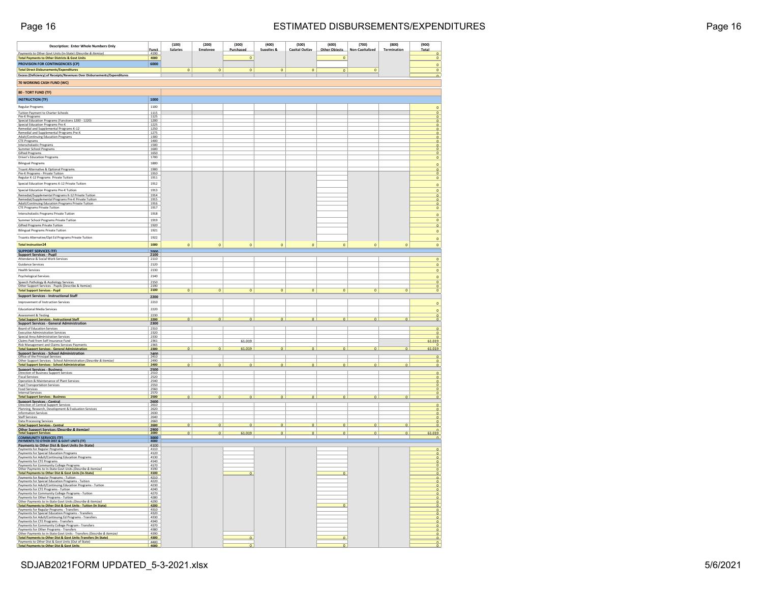| Description: Enter Whole Numbers Only | Funct | (100) Salaries | (200) Employee | (300) Purchased | (400) Supplies & | (500) Capital Outlay | (600) Other Objects | (700) Non-Capitalized | (800) Termination | (900) Total |
|---|---|---|---|---|---|---|---|---|---|---|
| Payments to Other Govt Units (In-State) *(Describe & Itemize)* | 4190 | | | | | | | | | 0 |
| **Total Payments to Other Districts & Govt Units** | **4000** | | | 0 | | | 0 | | | 0 |
| **PROVISION FOR CONTINGENCIES (CP)** | **6000** | | | | | | | | | 0 |
| **Total Direct Disbursements/Expenditures** | | 0 | 0 | 0 | 0 | 0 | 0 | 0 | | 0 |
| **Excess (Deficiency) of Receipts/Revenues Over Disbursements/Expenditures** | | | | | | | | | | 0 |
| **70 WORKING CASH FUND (WC)** | | | | | | | | | | |
| **80 - TORT FUND (TF)** | | | | | | | | | | |
| **INSTRUCTION (TF)** | **1000** | | | | | | | | | |
| Regular Programs | 1100 | | | | | | | | | 0 |
| Tuition Payment to Charter Schools | 1115 | | | | | | | | | 0 |
| Pre-K Programs | 1125 | | | | | | | | | 0 |
| Special Education Programs (Functions 1200 - 1220) | 1200 | | | | | | | | | 0 |
| Special Education Programs Pre-K | 1225 | | | | | | | | | 0 |
| Remedial and Supplemental Programs K-12 | 1250 | | | | | | | | | 0 |
| Remedial and Supplemental Programs Pre-K | 1275 | | | | | | | | | 0 |
| Adult/Continuing Education Programs | 1300 | | | | | | | | | 0 |
| CTE Programs | 1400 | | | | | | | | | 0 |
| Interscholastic Programs | 1500 | | | | | | | | | 0 |
| Summer School Programs | 1600 | | | | | | | | | 0 |
| Gifted Programs | 1650 | | | | | | | | | 0 |
| Driver's Education Programs | 1700 | | | | | | | | | 0 |
| Bilingual Programs | 1800 | | | | | | | | | 0 |
| Truant Alternative & Optional Programs | 1900 | | | | | | | | | 0 |
| Pre-K Programs - Private Tuition | 1910 | | | | | | | | | 0 |
| Regular K-12 Programs Private Tuition | 1911 | | | | | | | | | 0 |
| Special Education Programs K-12 Private Tuition | 1912 | | | | | | | | | 0 |
| Special Education Programs Pre-K Tuition | 1913 | | | | | | | | | 0 |
| Remedial/Supplemental Programs K-12 Private Tuition | 1914 | | | | | | | | | 0 |
| Remedial/Supplemental Programs Pre-K Private Tuition | 1915 | | | | | | | | | 0 |
| Adult/Continuing Education Programs Private Tuition | 1916 | | | | | | | | | 0 |
| CTE Programs Private Tuition | 1917 | | | | | | | | | 0 |
| Interscholastic Programs Private Tuition | 1918 | | | | | | | | | 0 |
| Summer School Programs Private Tuition | 1919 | | | | | | | | | 0 |
| Gifted Programs Private Tuition | 1920 | | | | | | | | | 0 |
| Bilingual Programs Private Tuition | 1921 | | | | | | | | | 0 |
| Truants Alternative/Opt Ed Programs Private Tuition | 1922 | | | | | | | | | 0 |
| **Total Instruction14** | **1000** | 0 | 0 | 0 | 0 | 0 | 0 | 0 | 0 | 0 |
| **SUPPORT SERVICES (TF)** | **2000** | | | | | | | | | |
| **Support Services - Pupil** | **2100** | | | | | | | | | |
| Attendance & Social Work Services | 2110 | | | | | | | | | 0 |
| Guidance Services | 2120 | | | | | | | | | 0 |
| Health Services | 2130 | | | | | | | | | 0 |
| Psychological Services | 2140 | | | | | | | | | 0 |
| Speech Pathology & Audiology Services | 2150 | | | | | | | | | 0 |
| Other Support Services - Pupils (Describe & Itemize) | 2190 | | | | | | | | | 0 |
| **Total Support Services - Pupil** | **2100** | 0 | 0 | 0 | 0 | 0 | 0 | 0 | 0 | 0 |
| **Support Services - Instructional Staff** | **2200** | | | | | | | | | |
| Improvement of Instruction Services | 2210 | | | | | | | | | 0 |
| Educational Media Services | 2220 | | | | | | | | | 0 |
| Assessment & Testing | 2230 | | | | | | | | | 0 |
| **Total Support Services - Instructional Staff** | **2200** | 0 | 0 | 0 | 0 | 0 | 0 | 0 | 0 | 0 |
| **Support Services - General Administration** | **2300** | | | | | | | | | |
| Board of Education Services | 2310 | | | | | | | | | 0 |
| Executive Administration Services | 2320 | | | | | | | | | 0 |
| Special Area Administration Services | 2330 | | | | | | | | | 0 |
| Claims Paid from Self Insurance Fund | 2361 | | | 61,019 | | | | | | 61,019 |
| Risk Management and Claims Services Payments | 2365 | | | | | | | | | 0 |
| **Total Support Services - General Administration** | **2300** | 0 | 0 | 61,019 | 0 | 0 | 0 | 0 | 0 | 61,019 |
| **Support Services - School Administration** | **2400** | | | | | | | | | |
| Office of the Principal Services | 2410 | | | | | | | | | 0 |
| Other Support Services - School Administration *(Describe & Itemize)* | 2490 | | | | | | | | | 0 |
| **Total Support Services - School Administration** | **2400** | 0 | 0 | 0 | 0 | 0 | 0 | 0 | 0 | 0 |
| **Support Services - Business** | **2500** | | | | | | | | | |
| Direction of Business Support Services | 2510 | | | | | | | | | 0 |
| Fiscal Services | 2520 | | | | | | | | | 0 |
| Operation & Maintenance of Plant Services | 2540 | | | | | | | | | 0 |
| Pupil Transportation Services | 2550 | | | | | | | | | 0 |
| Food Services | 2560 | | | | | | | | | 0 |
| Internal Services | 2570 | | | | | | | | | 0 |
| **Total Support Services - Business** | **2500** | 0 | 0 | 0 | 0 | 0 | 0 | 0 | 0 | 0 |
| **Support Services - Central** | **2600** | | | | | | | | | |
| Direction of Central Support Services | 2610 | | | | | | | | | 0 |
| Planning, Research, Development & Evaluation Services | 2620 | | | | | | | | | 0 |
| Information Services | 2630 | | | | | | | | | 0 |
| Staff Services | 2640 | | | | | | | | | 0 |
| Data Processing Services | 2660 | | | | | | | | | 0 |
| **Total Support Services - Central** | **2600** | 0 | 0 | 0 | 0 | 0 | 0 | 0 | 0 | 0 |
| **Other Support Services *(Describe & Itemize)*** | **2900** | | | | | | | | | 0 |
| **Total Support Services** | **2000** | 0 | 0 | 61,019 | 0 | 0 | 0 | 0 | 0 | 61,019 |
| **COMMUNITY SERVICES (TF)** | **3000** | | | | | | | | | 0 |
| **PAYMENTS TO OTHER DIST & GOVT UNITS (TF)** | **4000** | | | | | | | | | |
| **Payments to Other Dist & Govt Units (In-State)** | **4100** | | | | | | | | | |
| Payments for Regular Programs | 4110 | | | | | | | | | 0 |
| Payments for Special Education Programs | 4120 | | | | | | | | | 0 |
| Payments for Adult/Continuing Education Programs | 4130 | | | | | | | | | 0 |
| Payments for CTE Programs | 4140 | | | | | | | | | 0 |
| Payments for Community College Programs | 4170 | | | | | | | | | 0 |
| Other Payments to In-State Govt Units *(Describe & Itemize)* | 4190 | | | | | | | | | 0 |
| **Total Payments to Other Dist & Govt Units (In-State)** | **4100** | | | 0 | | | 0 | | | 0 |
| Payments for Regular Programs - Tuition | 4210 | | | | | | | | | 0 |
| Payments for Special Education Programs - Tuition | 4220 | | | | | | | | | 0 |
| Payments for Adult/Continuing Education Programs - Tuition | 4230 | | | | | | | | | 0 |
| Payments for CTE Programs - Tuition | 4240 | | | | | | | | | 0 |
| Payments for Community College Programs - Tuition | 4270 | | | | | | | | | 0 |
| Payments for Other Programs - Tuition | 4280 | | | | | | | | | 0 |
| Other Payments to In-State Govt Units *(Describe & Itemize)* | 4290 | | | | | | | | | 0 |
| **Total Payments to Other Dist & Govt Units - Tuition (In State)** | **4200** | | | | | | 0 | | | 0 |
| Payments for Regular Programs - Transfers | 4310 | | | | | | | | | 0 |
| Payments for Special Education Programs - Transfers | 4320 | | | | | | | | | 0 |
| Payments for Adult/Continuing Ed Programs - Transfers | 4330 | | | | | | | | | 0 |
| Payments for CTE Programs - Transfers | 4340 | | | | | | | | | 0 |
| Payments for Community College Program - Transfers | 4370 | | | | | | | | | 0 |
| Payments for Other Programs - Transfers | 4380 | | | | | | | | | 0 |
| Other Payments to In-State Govt Units - Transfers *(Describe & Itemize)* | 4390 | | | | | | | | | 0 |
| **Total Payments to Other Dist & Govt Units-Transfers (In State)** | **4300** | | | 0 | | | 0 | | | 0 |
| Payments to Other Dist & Govt Units (Out of State) | 4400 | | | | | | | | | 0 |
| **Total Payments to Other Dist & Govt Units** | **4000** | | | 0 | | | 0 | | | 0 |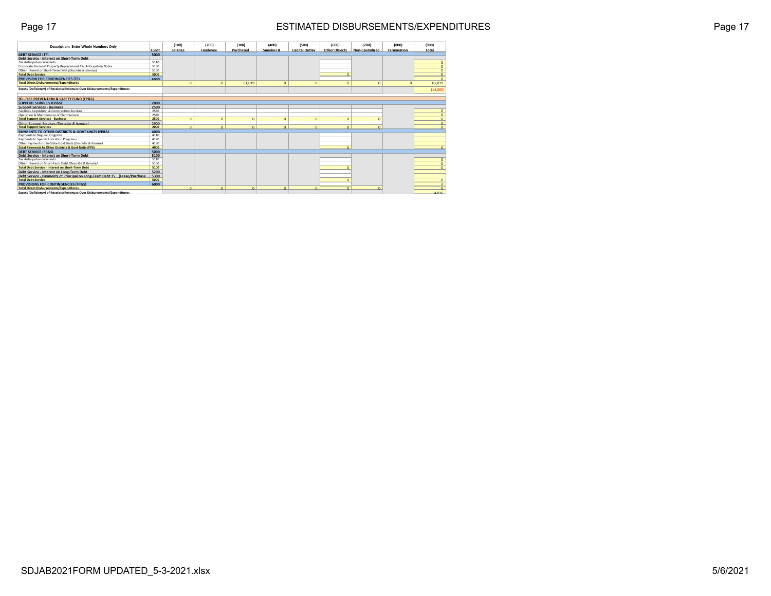# ESTIMATED DISBURSEMENTS/EXPENDITURES

| Description: Enter Whole Numbers Only | Funct | (100) Salaries | (200) Employee | (300) Purchased | (400) Supplies & | (500) Capital Outlay | (600) Other Objects | (700) Non-Capitalized | (800) Termination | (900) Total |
|---|---|---|---|---|---|---|---|---|---|---|
| **DEBT SERVICE (TF)** | 5000 | | | | | | | | | |
| **Debt Service - Interest on Short-Term Debt** | | | | | | | | | | |
| Tax Anticipation Warrants | 5110 | | | | | | | | | 0 |
| Corporate Personal Property Replacement Tax Anticipation Notes | 5130 | | | | | | | | | 0 |
| Other Interest or Short-Term Debt *(Describe & Itemize)* | 5150 | | | | | | | | | 0 |
| **Total Debt Service** | 5000 | | | | | | 0 | | | 0 |
| **PROVISION FOR CONTINGENCIES (TF)** | 6000 | | | | | | | | | 0 |
| **Total Direct Disbursements/Expenditures** | | 0 | 0 | 61,019 | 0 | 0 | 0 | 0 | 0 | 61,019 |
| **Excess (Deficiency) of Receipts/Revenues Over Disbursements/Expenditures** | | | | | | | | | | (14,000) |
| | | | | | | | | | | |
| **90 - FIRE PREVENTION & SAFETY FUND (FP&S)** | | | | | | | | | | |
| **SUPPORT SERVICES (FP&S)** | 2000 | | | | | | | | | |
| **Support Services - Business** | 2500 | | | | | | | | | |
| Facilities Acquisition & Construction Services | 2530 | | | | | | | | | 0 |
| Operation & Maintenance of Plant Service | 2540 | | | | | | | | | 0 |
| **Total Support Services - Business** | 2500 | 0 | 0 | 0 | 0 | 0 | 0 | 0 | | 0 |
| Other Support Services *(Describe & Itemize)* | 2900 | | | | | | | | | 0 |
| **Total Support Services** | 2000 | 0 | 0 | 0 | 0 | 0 | 0 | 0 | | 0 |
| **PAYMENTS TO OTHER DISTRICTS & GOVT UNITS (FP&S)** | 4000 | | | | | | | | | |
| Payments to Regular Programs | 4110 | | | | | | | | | |
| Payments to Special Education Programs | 4120 | | | | | | | | | |
| Other Payments to In-State Govt Units *(Describe & Itemize)* | 4190 | | | | | | | | | |
| **Total Payments to Other Districts & Govt Units (FPS)** | 4000 | | | | | | 0 | | | 0 |
| **DEBT SERVICE (FP&S)** | 5000 | | | | | | | | | |
| **Debt Service - Interest on Short-Term Debt** | 5100 | | | | | | | | | |
| Tax Anticipation Warrants | 5110 | | | | | | | | | 0 |
| Other Interest on Short-Term Debt *(Describe & Itemize)* | 5150 | | | | | | | | | 0 |
| **Total Debt Service - Interest on Short-Term Debt** | 5100 | | | | | | 0 | | | 0 |
| **Debt Service - Interest on Long-Term Debt** | 5200 | | | | | | | | | |
| **Debt Service - Payments of Principal on Long-Term Debt 15 (Lease/Purchase** | 5300 | | | | | | | | | |
| **Total Debt Service** | 5000 | | | | | | 0 | | | 0 |
| **PROVISIONS FOR CONTINGENCIES (FP&S)** | 6000 | | | | | | | | | 0 |
| **Total Direct Disbursements/Expenditures** | | 0 | 0 | 0 | 0 | 0 | 0 | 0 | | 0 |
| **Excess (Deficiency) of Receipts/Revenues Over Disbursements/Expenditures** | | | | | | | | | | 4,016 |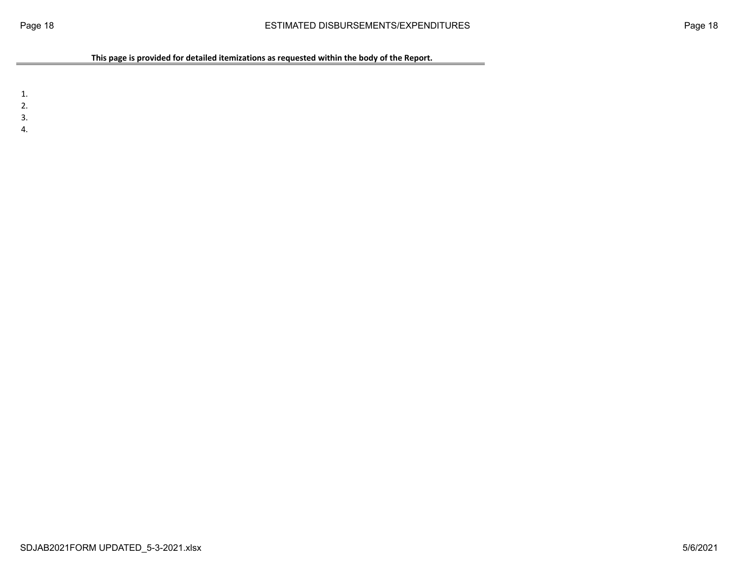# ESTIMATED DISBURSEMENTS/EXPENDITURES

**This page is provided for detailed itemizations as requested within the body of the Report.**

1.
2.
3.
4.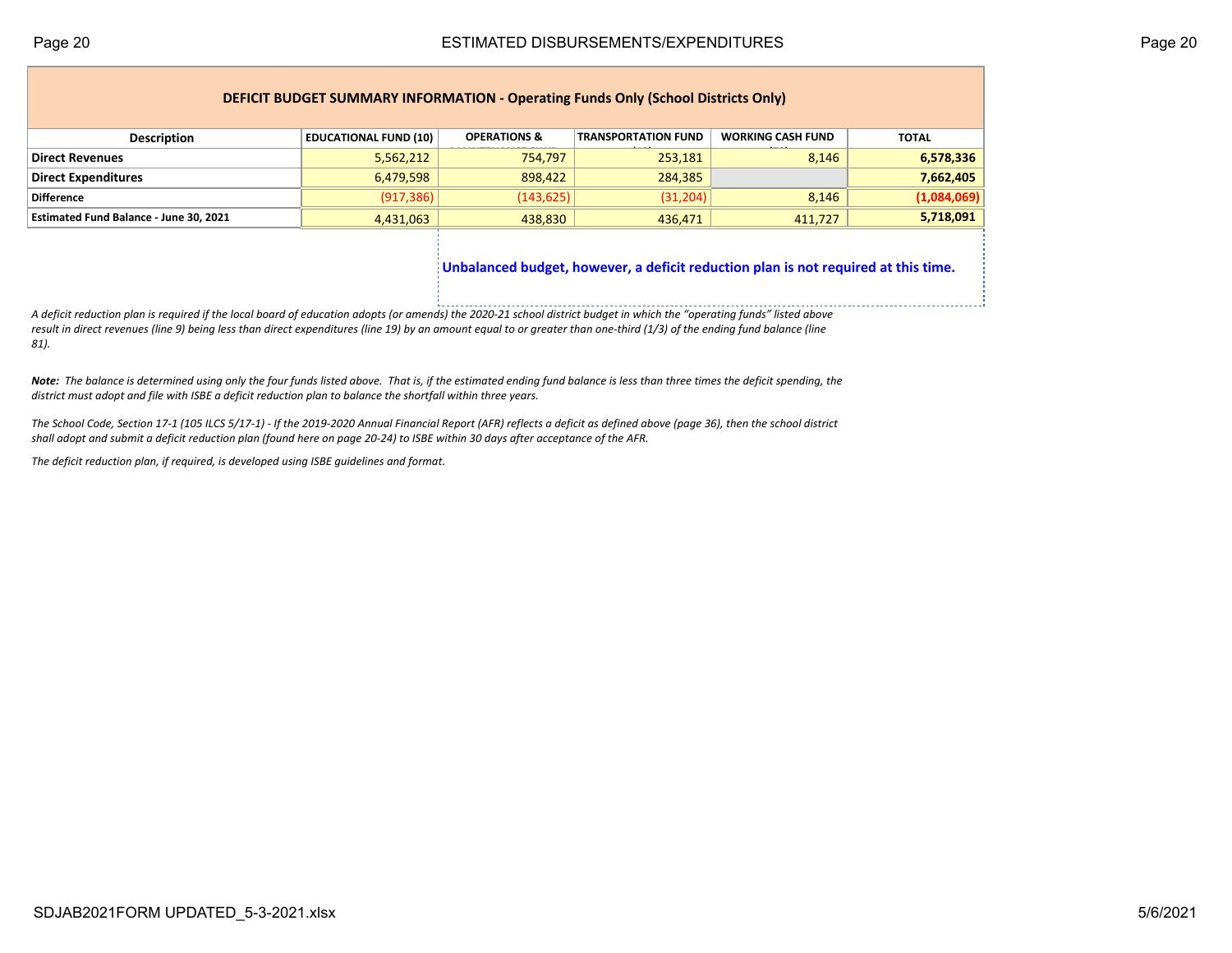## ESTIMATED DISBURSEMENTS/EXPENDITURES

### DEFICIT BUDGET SUMMARY INFORMATION - Operating Funds Only (School Districts Only)

| Description | EDUCATIONAL FUND (10) | OPERATIONS & MAINTENANCE FUND (20) | TRANSPORTATION FUND (40) | WORKING CASH FUND (70) | TOTAL |
|---|---|---|---|---|---|
| **Direct Revenues** | 5,562,212 | 754,797 | 253,181 | 8,146 | **6,578,336** |
| **Direct Expenditures** | 6,479,598 | 898,422 | 284,385 | | **7,662,405** |
| **Difference** | (917,386) | (143,625) | (31,204) | 8,146 | **(1,084,069)** |
| **Estimated Fund Balance - June 30, 2021** | 4,431,063 | 438,830 | 436,471 | 411,727 | **5,718,091** |

**Unbalanced budget, however, a deficit reduction plan is not required at this time.**

*A deficit reduction plan is required if the local board of education adopts (or amends) the 2020-21 school district budget in which the "operating funds" listed above result in direct revenues (line 9) being less than direct expenditures (line 19) by an amount equal to or greater than one-third (1/3) of the ending fund balance (line 81).*

***Note:*** *The balance is determined using only the four funds listed above. That is, if the estimated ending fund balance is less than three times the deficit spending, the district must adopt and file with ISBE a deficit reduction plan to balance the shortfall within three years.*

*The School Code, Section 17-1 (105 ILCS 5/17-1) - If the 2019-2020 Annual Financial Report (AFR) reflects a deficit as defined above (page 36), then the school district shall adopt and submit a deficit reduction plan (found here on page 20-24) to ISBE within 30 days after acceptance of the AFR.*

*The deficit reduction plan, if required, is developed using ISBE guidelines and format.*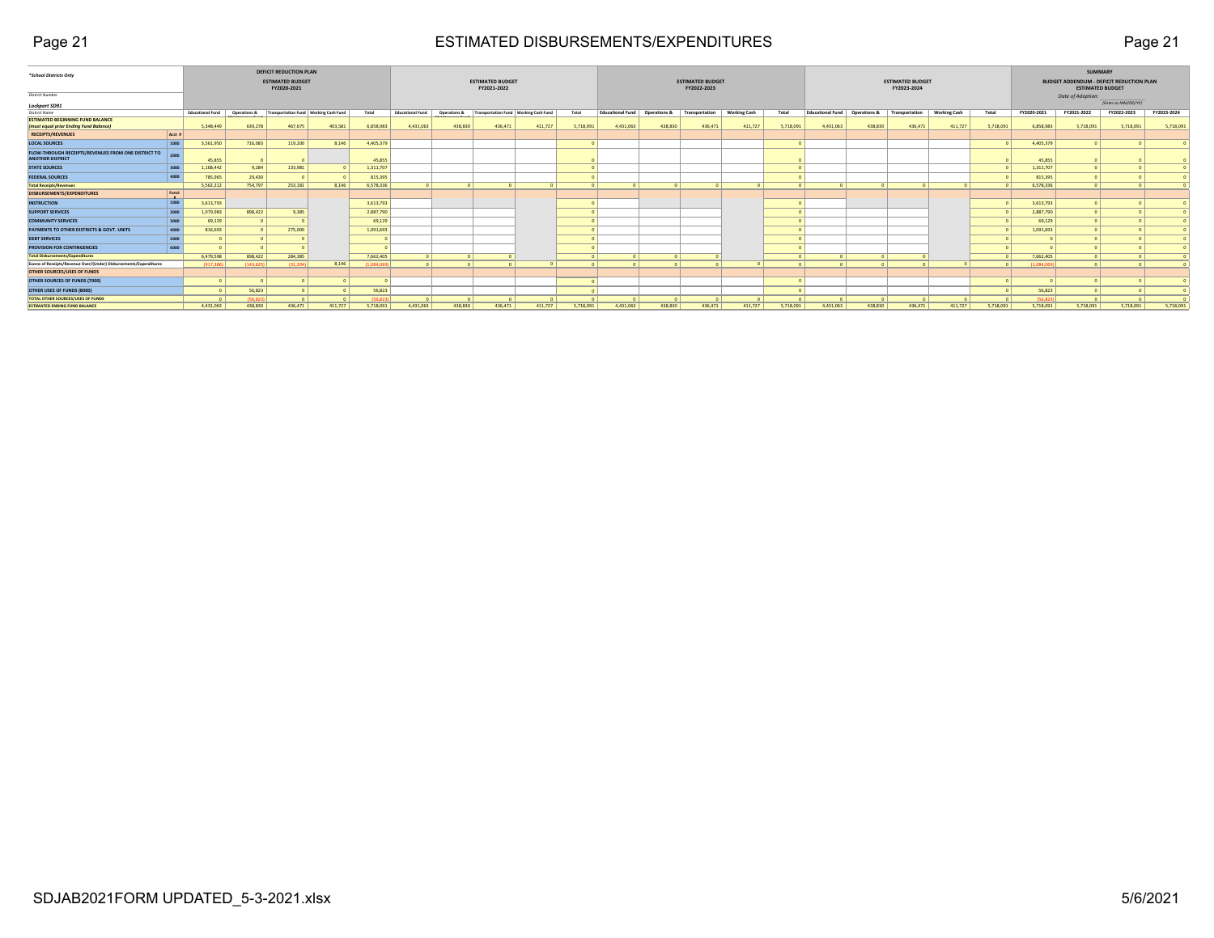# ESTIMATED DISBURSEMENTS/EXPENDITURES

*School Districts Only

District Number

**Lockport SD91**

District Name

| | Acct # | DEFICIT REDUCTION PLAN ESTIMATED BUDGET FY2020-2021 | | | | | ESTIMATED BUDGET FY2021-2022 | | | | | ESTIMATED BUDGET FY2022-2023 | | | | | ESTIMATED BUDGET FY2023-2024 | | | | | SUMMARY BUDGET ADDENDUM - DEFICIT REDUCTION PLAN ESTIMATED BUDGET Date of Adoption: (Enter as MM/DD/YY) | | | |
|---|---|---|---|---|---|---|---|---|---|---|---|---|---|---|---|---|---|---|---|---|---|---|---|---|---|
| | | Educational Fund | Operations & Maintenance Fund | Transportation Fund | Working Cash Fund | Total | Educational Fund | Operations & Maintenance Fund | Transportation Fund | Working Cash Fund | Total | Educational Fund | Operations & | Transportation | Working Cash | Total | Educational Fund | Operations & | Transportation | Working Cash | Total | FY2020-2021 | FY2021-2022 | FY2022-2023 | FY2023-2024 |
| **ESTIMATED BEGINNING FUND BALANCE (must equal prior Ending Fund Balance)** | | 5,348,449 | 639,278 | 467,675 | 403,581 | 6,858,983 | 4,431,063 | 438,830 | 436,471 | 411,727 | 5,718,091 | 4,431,063 | 438,830 | 436,471 | 411,727 | 5,718,091 | 4,431,063 | 438,830 | 436,471 | 411,727 | 5,718,091 | 6,858,983 | 5,718,091 | 5,718,091 | 5,718,091 |
| **RECEIPTS/REVENUES** | Acct # | | | | | | | | | | | | | | | | | | | | | | | | |
| **LOCAL SOURCES** | 1000 | 3,561,950 | 716,083 | 119,200 | 8,146 | 4,405,379 | | | | | 0 | | | | | 0 | | | | | 0 | 4,405,379 | 0 | 0 | 0 |
| **FLOW-THROUGH RECEIPTS/REVENUES FROM ONE DISTRICT TO ANOTHER DISTRICT** | 2000 | 45,855 | 0 | 0 | | 45,855 | | | | | 0 | | | | | 0 | | | | | 0 | 45,855 | 0 | 0 | 0 |
| **STATE SOURCES** | 3000 | 1,168,442 | 9,284 | 133,981 | 0 | 1,311,707 | | | | | 0 | | | | | 0 | | | | | 0 | 1,311,707 | 0 | 0 | 0 |
| **FEDERAL SOURCES** | 4000 | 785,965 | 29,430 | 0 | 0 | 815,395 | | | | | 0 | | | | | 0 | | | | | 0 | 815,395 | 0 | 0 | 0 |
| **Total Receipts/Revenues** | | 5,562,212 | 754,797 | 253,181 | 8,146 | 6,578,336 | 0 | 0 | 0 | 0 | 0 | 0 | 0 | 0 | 0 | 0 | 0 | 0 | 0 | 0 | 0 | 6,578,336 | 0 | 0 | 0 |
| **DISBURSEMENTS/EXPENDITURES** | Funct # | | | | | | | | | | | | | | | | | | | | | | | | |
| **INSTRUCTION** | 1000 | 3,613,793 | | | | 3,613,793 | | | | | 0 | | | | | 0 | | | | | 0 | 3,613,793 | 0 | 0 | 0 |
| **SUPPORT SERVICES** | 2000 | 1,979,983 | 898,422 | 9,385 | | 2,887,790 | | | | | 0 | | | | | 0 | | | | | 0 | 2,887,790 | 0 | 0 | 0 |
| **COMMUNITY SERVICES** | 3000 | 69,129 | 0 | 0 | | 69,129 | | | | | 0 | | | | | 0 | | | | | 0 | 69,129 | 0 | 0 | 0 |
| **PAYMENTS TO OTHER DISTRICTS & GOVT. UNITS** | 4000 | 816,693 | 0 | 275,000 | | 1,091,693 | | | | | 0 | | | | | 0 | | | | | 0 | 1,091,693 | 0 | 0 | 0 |
| **DEBT SERVICES** | 5000 | 0 | 0 | 0 | | 0 | | | | | 0 | | | | | 0 | | | | | 0 | 0 | 0 | 0 | 0 |
| **PROVISION FOR CONTINGENCIES** | 6000 | 0 | 0 | 0 | | 0 | | | | | 0 | | | | | 0 | | | | | 0 | 0 | 0 | 0 | 0 |
| **Total Disbursements/Expenditures** | | 6,479,598 | 898,422 | 284,385 | | 7,662,405 | 0 | 0 | 0 | | 0 | 0 | 0 | 0 | | 0 | 0 | 0 | 0 | | 0 | 7,662,405 | 0 | 0 | 0 |
| **Excess of Receipts/Revenue Over/(Under) Disbursements/Expenditures** | | (917,386) | (143,625) | (31,204) | 8,146 | (1,084,069) | 0 | 0 | 0 | 0 | 0 | 0 | 0 | 0 | 0 | 0 | 0 | 0 | 0 | 0 | 0 | (1,084,069) | 0 | 0 | 0 |
| **OTHER SOURCES/USES OF FUNDS** | | | | | | | | | | | | | | | | | | | | | | | | | |
| **OTHER SOURCES OF FUNDS (7000)** | | 0 | 0 | 0 | 0 | 0 | | | | | 0 | | | | | 0 | | | | | 0 | 0 | 0 | 0 | 0 |
| **OTHER USES OF FUNDS (8000)** | | 0 | 56,823 | 0 | 0 | 56,823 | | | | | 0 | | | | | 0 | | | | | 0 | 56,823 | 0 | 0 | 0 |
| **TOTAL OTHER SOURCES/USES OF FUNDS** | | 0 | (56,823) | 0 | 0 | (56,823) | 0 | 0 | 0 | 0 | 0 | 0 | 0 | 0 | 0 | 0 | 0 | 0 | 0 | 0 | 0 | (56,823) | 0 | 0 | 0 |
| **ESTIMATED ENDING FUND BALANCE** | | 4,431,063 | 438,830 | 436,471 | 411,727 | 5,718,091 | 4,431,063 | 438,830 | 436,471 | 411,727 | 5,718,091 | 4,431,063 | 438,830 | 436,471 | 411,727 | 5,718,091 | 4,431,063 | 438,830 | 436,471 | 411,727 | 5,718,091 | 5,718,091 | 5,718,091 | 5,718,091 | 5,718,091 |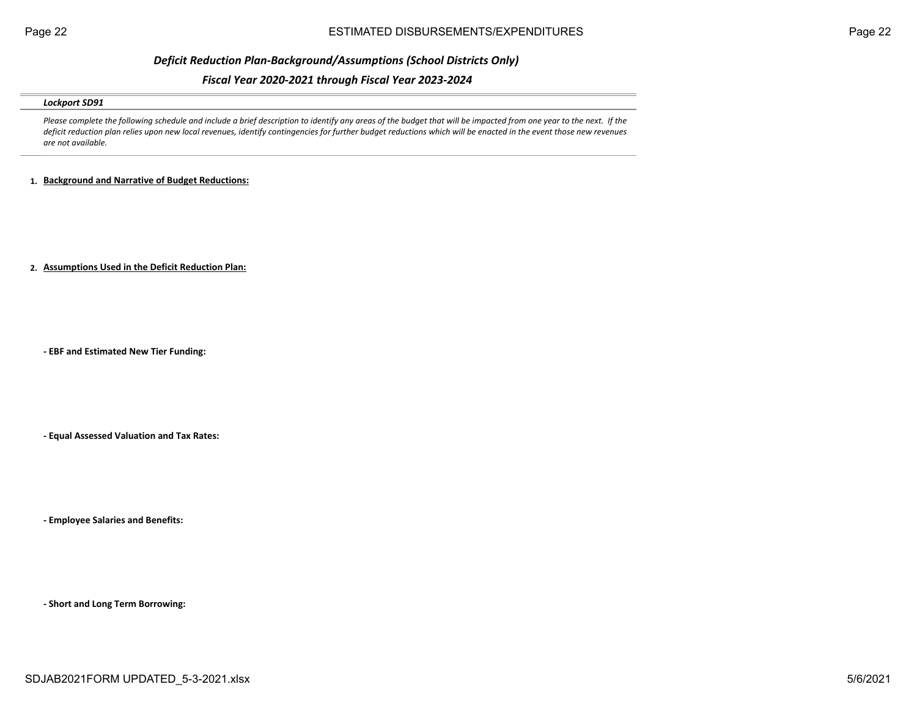## *Deficit Reduction Plan-Background/Assumptions (School Districts Only)*

### *Fiscal Year 2020-2021 through Fiscal Year 2023-2024*

***Lockport SD91***

*Please complete the following schedule and include a brief description to identify any areas of the budget that will be impacted from one year to the next. If the deficit reduction plan relies upon new local revenues, identify contingencies for further budget reductions which will be enacted in the event those new revenues are not available.*

1. **Background and Narrative of Budget Reductions:**

2. **Assumptions Used in the Deficit Reduction Plan:**

**- EBF and Estimated New Tier Funding:**

**- Equal Assessed Valuation and Tax Rates:**

**- Employee Salaries and Benefits:**

**- Short and Long Term Borrowing:**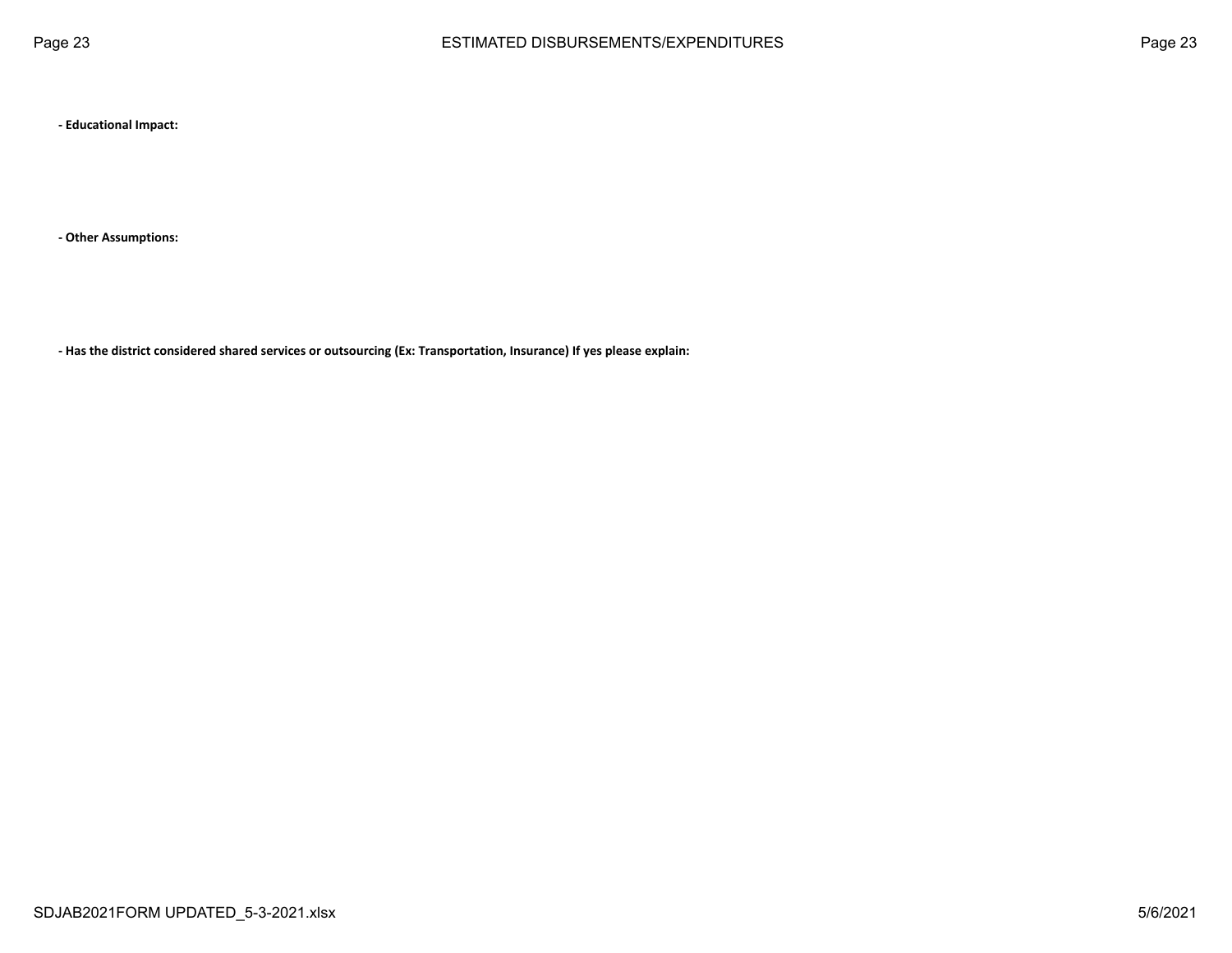**- Educational Impact:**

**- Other Assumptions:**

**- Has the district considered shared services or outsourcing (Ex: Transportation, Insurance) If yes please explain:**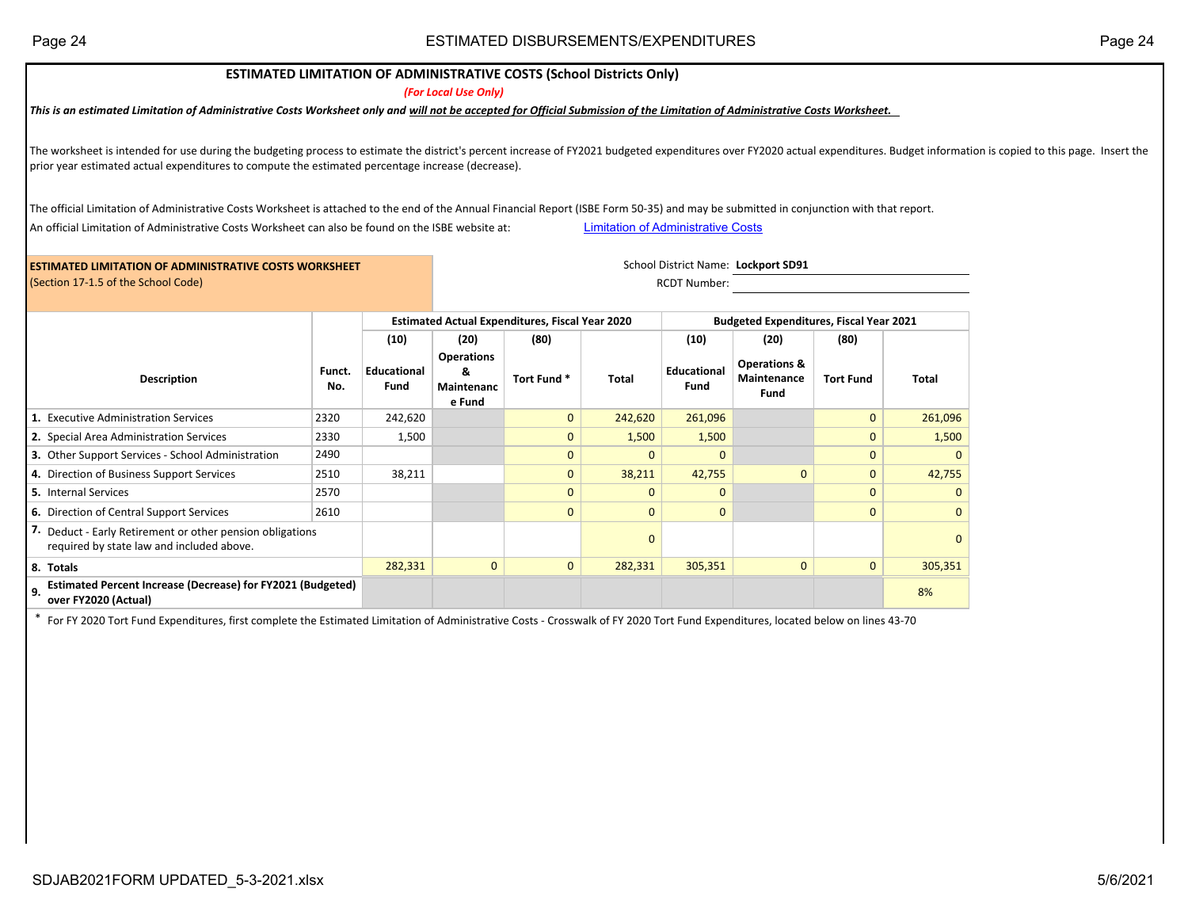# ESTIMATED LIMITATION OF ADMINISTRATIVE COSTS (School Districts Only)

*(For Local Use Only)*

***This is an estimated Limitation of Administrative Costs Worksheet only and will not be accepted for Official Submission of the Limitation of Administrative Costs Worksheet.***

The worksheet is intended for use during the budgeting process to estimate the district's percent increase of FY2021 budgeted expenditures over FY2020 actual expenditures. Budget information is copied to this page. Insert the prior year estimated actual expenditures to compute the estimated percentage increase (decrease).

The official Limitation of Administrative Costs Worksheet is attached to the end of the Annual Financial Report (ISBE Form 50-35) and may be submitted in conjunction with that report.

An official Limitation of Administrative Costs Worksheet can also be found on the ISBE website at: Limitation of Administrative Costs

**ESTIMATED LIMITATION OF ADMINISTRATIVE COSTS WORKSHEET**
(Section 17-1.5 of the School Code)

School District Name: **Lockport SD91**

RCDT Number:

| Description | Funct. No. | Estimated Actual Expenditures, Fiscal Year 2020 | | | | Budgeted Expenditures, Fiscal Year 2021 | | | |
|---|---|---|---|---|---|---|---|---|---|
| | | (10) Educational Fund | (20) Operations & Maintenance Fund | (80) Tort Fund * | Total | (10) Educational Fund | (20) Operations & Maintenance Fund | (80) Tort Fund | Total |
| **1.** Executive Administration Services | 2320 | 242,620 | | 0 | 242,620 | 261,096 | | 0 | 261,096 |
| **2.** Special Area Administration Services | 2330 | 1,500 | | 0 | 1,500 | 1,500 | | 0 | 1,500 |
| **3.** Other Support Services - School Administration | 2490 | | | 0 | 0 | 0 | | 0 | 0 |
| **4.** Direction of Business Support Services | 2510 | 38,211 | | 0 | 38,211 | 42,755 | 0 | 0 | 42,755 |
| **5.** Internal Services | 2570 | | | 0 | 0 | 0 | | 0 | 0 |
| **6.** Direction of Central Support Services | 2610 | | | 0 | 0 | 0 | | 0 | 0 |
| **7.** Deduct - Early Retirement or other pension obligations required by state law and included above. | | | | | 0 | | | | 0 |
| **8. Totals** | | 282,331 | 0 | 0 | 282,331 | 305,351 | 0 | 0 | 305,351 |
| **9. Estimated Percent Increase (Decrease) for FY2021 (Budgeted) over FY2020 (Actual)** | | | | | | | | | 8% |

\* For FY 2020 Tort Fund Expenditures, first complete the Estimated Limitation of Administrative Costs - Crosswalk of FY 2020 Tort Fund Expenditures, located below on lines 43-70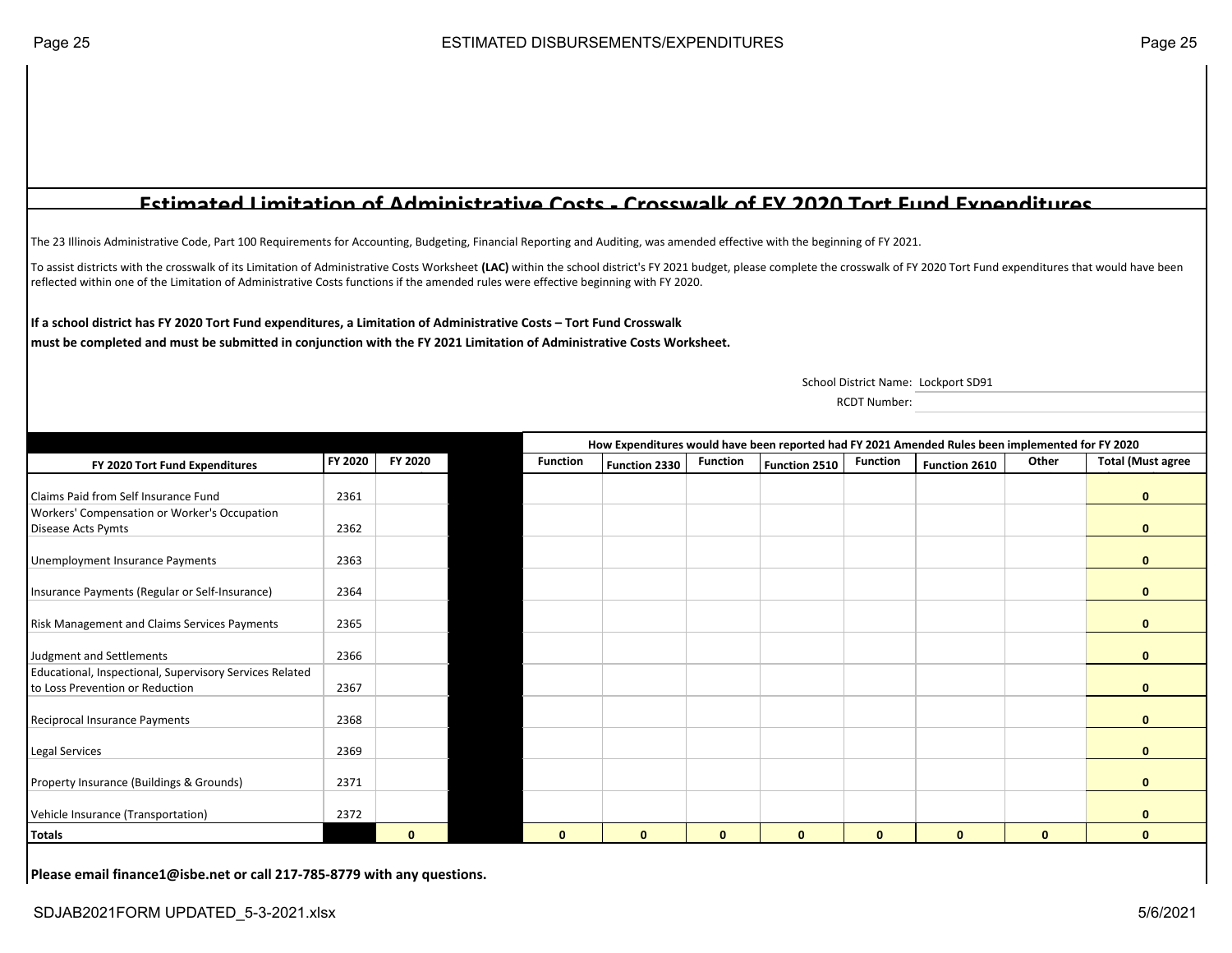## Estimated Limitation of Administrative Costs - Crosswalk of FY 2020 Tort Fund Expenditures

The 23 Illinois Administrative Code, Part 100 Requirements for Accounting, Budgeting, Financial Reporting and Auditing, was amended effective with the beginning of FY 2021.

To assist districts with the crosswalk of its Limitation of Administrative Costs Worksheet **(LAC)** within the school district's FY 2021 budget, please complete the crosswalk of FY 2020 Tort Fund expenditures that would have been reflected within one of the Limitation of Administrative Costs functions if the amended rules were effective beginning with FY 2020.

**If a school district has FY 2020 Tort Fund expenditures, a Limitation of Administrative Costs – Tort Fund Crosswalk must be completed and must be submitted in conjunction with the FY 2021 Limitation of Administrative Costs Worksheet.**

School District Name: Lockport SD91

RCDT Number:

| | | | | How Expenditures would have been reported had FY 2021 Amended Rules been implemented for FY 2020 | | | | | | | |
|---|---|---|---|---|---|---|---|---|---|---|---|
| FY 2020 Tort Fund Expenditures | FY 2020 | FY 2020 | | Function | Function 2330 | Function | Function 2510 | Function | Function 2610 | Other | Total (Must agree |
| Claims Paid from Self Insurance Fund | 2361 | | | | | | | | | | 0 |
| Workers' Compensation or Worker's Occupation Disease Acts Pymts | 2362 | | | | | | | | | | 0 |
| Unemployment Insurance Payments | 2363 | | | | | | | | | | 0 |
| Insurance Payments (Regular or Self-Insurance) | 2364 | | | | | | | | | | 0 |
| Risk Management and Claims Services Payments | 2365 | | | | | | | | | | 0 |
| Judgment and Settlements | 2366 | | | | | | | | | | 0 |
| Educational, Inspectional, Supervisory Services Related to Loss Prevention or Reduction | 2367 | | | | | | | | | | 0 |
| Reciprocal Insurance Payments | 2368 | | | | | | | | | | 0 |
| Legal Services | 2369 | | | | | | | | | | 0 |
| Property Insurance (Buildings & Grounds) | 2371 | | | | | | | | | | 0 |
| Vehicle Insurance (Transportation) | 2372 | | | | | | | | | | 0 |
| **Totals** | | 0 | | 0 | 0 | 0 | 0 | 0 | 0 | 0 | 0 |

**Please email finance1@isbe.net or call 217-785-8779 with any questions.**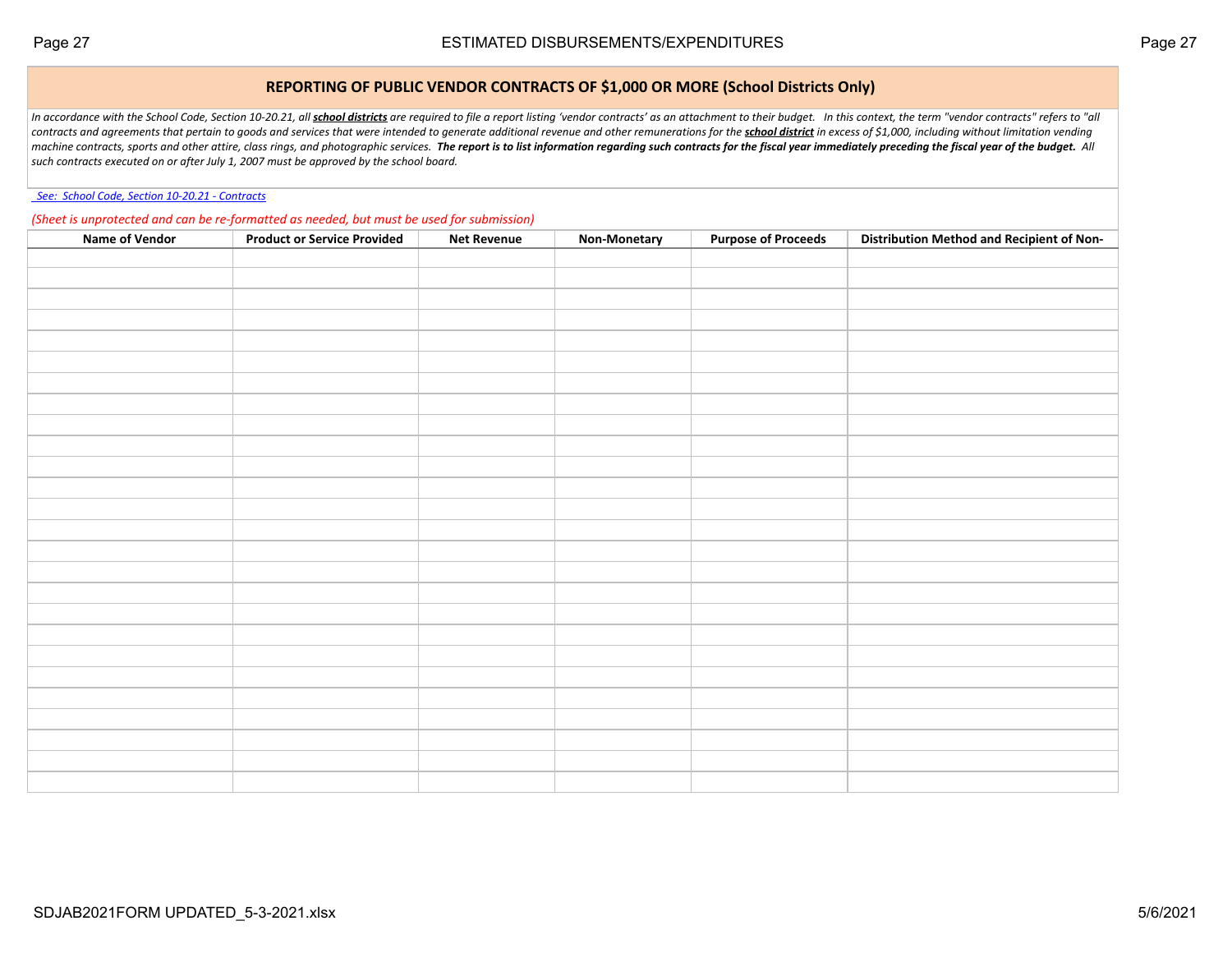## REPORTING OF PUBLIC VENDOR CONTRACTS OF $1,000 OR MORE (School Districts Only)

*In accordance with the School Code, Section 10-20.21, all **school districts** are required to file a report listing 'vendor contracts' as an attachment to their budget. In this context, the term "vendor contracts" refers to "all contracts and agreements that pertain to goods and services that were intended to generate additional revenue and other remunerations for the **school district** in excess of $1,000, including without limitation vending machine contracts, sports and other attire, class rings, and photographic services. **The report is to list information regarding such contracts for the fiscal year immediately preceding the fiscal year of the budget.** All such contracts executed on or after July 1, 2007 must be approved by the school board.*

*See: School Code, Section 10-20.21 - Contracts*

*(Sheet is unprotected and can be re-formatted as needed, but must be used for submission)*

| Name of Vendor | Product or Service Provided | Net Revenue | Non-Monetary | Purpose of Proceeds | Distribution Method and Recipient of Non- |
|---|---|---|---|---|---|
| | | | | | |
| | | | | | |
| | | | | | |
| | | | | | |
| | | | | | |
| | | | | | |
| | | | | | |
| | | | | | |
| | | | | | |
| | | | | | |
| | | | | | |
| | | | | | |
| | | | | | |
| | | | | | |
| | | | | | |
| | | | | | |
| | | | | | |
| | | | | | |
| | | | | | |
| | | | | | |
| | | | | | |
| | | | | | |
| | | | | | |
| | | | | | |
| | | | | | |
| | | | | | |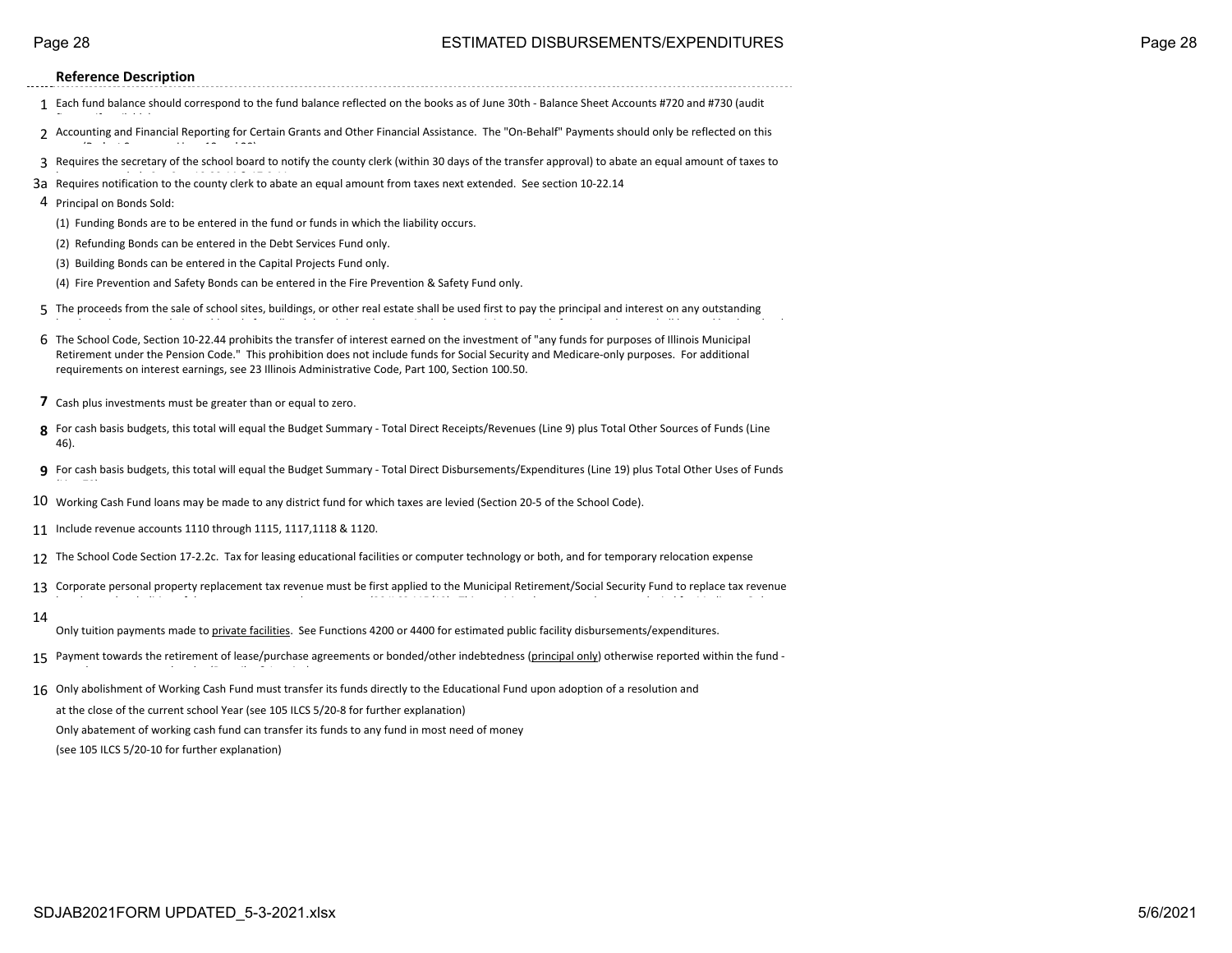## ESTIMATED DISBURSEMENTS/EXPENDITURES

**Reference Description**

| | |
|---|---|
| 1 | Each fund balance should correspond to the fund balance reflected on the books as of June 30th - Balance Sheet Accounts #720 and #730 (audit |
| 2 | Accounting and Financial Reporting for Certain Grants and Other Financial Assistance. The "On-Behalf" Payments should only be reflected on this |
| 3 | Requires the secretary of the school board to notify the county clerk (within 30 days of the transfer approval) to abate an equal amount of taxes to |
| 3a | Requires notification to the county clerk to abate an equal amount from taxes next extended. See section 10-22.14 |
| 4 | Principal on Bonds Sold:<br>(1) Funding Bonds are to be entered in the fund or funds in which the liability occurs.<br>(2) Refunding Bonds can be entered in the Debt Services Fund only.<br>(3) Building Bonds can be entered in the Capital Projects Fund only.<br>(4) Fire Prevention and Safety Bonds can be entered in the Fire Prevention & Safety Fund only. |
| 5 | The proceeds from the sale of school sites, buildings, or other real estate shall be used first to pay the principal and interest on any outstanding |
| 6 | The School Code, Section 10-22.44 prohibits the transfer of interest earned on the investment of "any funds for purposes of Illinois Municipal Retirement under the Pension Code." This prohibition does not include funds for Social Security and Medicare-only purposes. For additional requirements on interest earnings, see 23 Illinois Administrative Code, Part 100, Section 100.50. |
| **7** | Cash plus investments must be greater than or equal to zero. |
| **8** | For cash basis budgets, this total will equal the Budget Summary - Total Direct Receipts/Revenues (Line 9) plus Total Other Sources of Funds (Line 46). |
| **9** | For cash basis budgets, this total will equal the Budget Summary - Total Direct Disbursements/Expenditures (Line 19) plus Total Other Uses of Funds |
| 10 | Working Cash Fund loans may be made to any district fund for which taxes are levied (Section 20-5 of the School Code). |
| 11 | Include revenue accounts 1110 through 1115, 1117,1118 & 1120. |
| 12 | The School Code Section 17-2.2c. Tax for leasing educational facilities or computer technology or both, and for temporary relocation expense |
| 13 | Corporate personal property replacement tax revenue must be first applied to the Municipal Retirement/Social Security Fund to replace tax revenue |
| 14 | Only tuition payments made to private facilities. See Functions 4200 or 4400 for estimated public facility disbursements/expenditures. |
| 15 | Payment towards the retirement of lease/purchase agreements or bonded/other indebtedness (principal only) otherwise reported within the fund - |
| 16 | Only abolishment of Working Cash Fund must transfer its funds directly to the Educational Fund upon adoption of a resolution and<br>at the close of the current school Year (see 105 ILCS 5/20-8 for further explanation)<br>Only abatement of working cash fund can transfer its funds to any fund in most need of money<br>(see 105 ILCS 5/20-10 for further explanation) |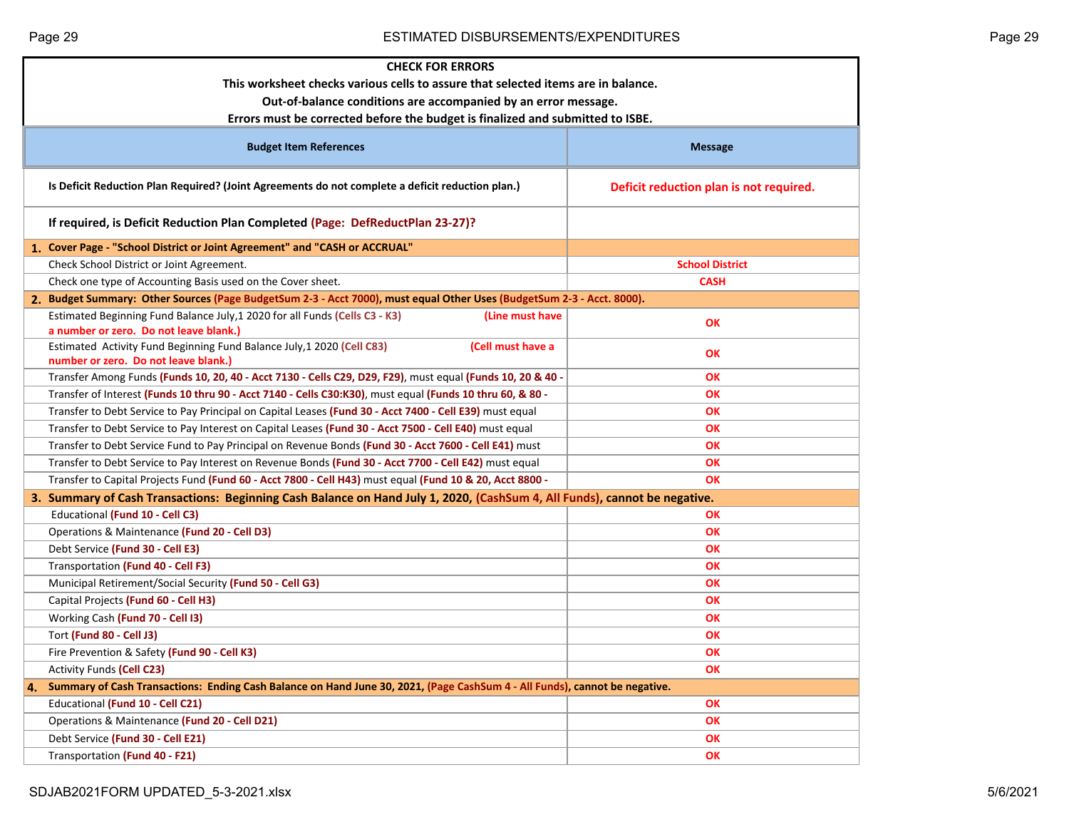**CHECK FOR ERRORS**

**This worksheet checks various cells to assure that selected items are in balance.**

**Out-of-balance conditions are accompanied by an error message.**

**Errors must be corrected before the budget is finalized and submitted to ISBE.**

| Budget Item References | Message |
|---|---|
| **Is Deficit Reduction Plan Required? (Joint Agreements do not complete a deficit reduction plan.)** | **Deficit reduction plan is not required.** |
| **If required, is Deficit Reduction Plan Completed (Page: DefReductPlan 23-27)?** | |
| **1. Cover Page - "School District or Joint Agreement" and "CASH or ACCRUAL"** | |
| Check School District or Joint Agreement. | **School District** |
| Check one type of Accounting Basis used on the Cover sheet. | **CASH** |
| **2. Budget Summary: Other Sources (Page BudgetSum 2-3 - Acct 7000), must equal Other Uses (BudgetSum 2-3 - Acct. 8000).** | |
| Estimated Beginning Fund Balance July,1 2020 for all Funds **(Cells C3 - K3)** **(Line must have a number or zero. Do not leave blank.)** | **OK** |
| Estimated Activity Fund Beginning Fund Balance July,1 2020 **(Cell C83)** **(Cell must have a number or zero. Do not leave blank.)** | **OK** |
| Transfer Among Funds **(Funds 10, 20, 40 - Acct 7130 - Cells C29, D29, F29)**, must equal **(Funds 10, 20 & 40 -** | **OK** |
| Transfer of Interest **(Funds 10 thru 90 - Acct 7140 - Cells C30:K30)**, must equal **(Funds 10 thru 60, & 80 -** | **OK** |
| Transfer to Debt Service to Pay Principal on Capital Leases **(Fund 30 - Acct 7400 - Cell E39)** must equal | **OK** |
| Transfer to Debt Service to Pay Interest on Capital Leases **(Fund 30 - Acct 7500 - Cell E40)** must equal | **OK** |
| Transfer to Debt Service Fund to Pay Principal on Revenue Bonds **(Fund 30 - Acct 7600 - Cell E41)** must | **OK** |
| Transfer to Debt Service to Pay Interest on Revenue Bonds **(Fund 30 - Acct 7700 - Cell E42)** must equal | **OK** |
| Transfer to Capital Projects Fund **(Fund 60 - Acct 7800 - Cell H43)** must equal **(Fund 10 & 20, Acct 8800 -** | **OK** |
| **3. Summary of Cash Transactions: Beginning Cash Balance on Hand July 1, 2020, (CashSum 4, All Funds), cannot be negative.** | |
| Educational **(Fund 10 - Cell C3)** | **OK** |
| Operations & Maintenance **(Fund 20 - Cell D3)** | **OK** |
| Debt Service **(Fund 30 - Cell E3)** | **OK** |
| Transportation **(Fund 40 - Cell F3)** | **OK** |
| Municipal Retirement/Social Security **(Fund 50 - Cell G3)** | **OK** |
| Capital Projects **(Fund 60 - Cell H3)** | **OK** |
| Working Cash **(Fund 70 - Cell I3)** | **OK** |
| Tort **(Fund 80 - Cell J3)** | **OK** |
| Fire Prevention & Safety **(Fund 90 - Cell K3)** | **OK** |
| Activity Funds **(Cell C23)** | **OK** |
| **4. Summary of Cash Transactions: Ending Cash Balance on Hand June 30, 2021, (Page CashSum 4 - All Funds), cannot be negative.** | |
| Educational **(Fund 10 - Cell C21)** | **OK** |
| Operations & Maintenance **(Fund 20 - Cell D21)** | **OK** |
| Debt Service **(Fund 30 - Cell E21)** | **OK** |
| Transportation **(Fund 40 - F21)** | **OK** |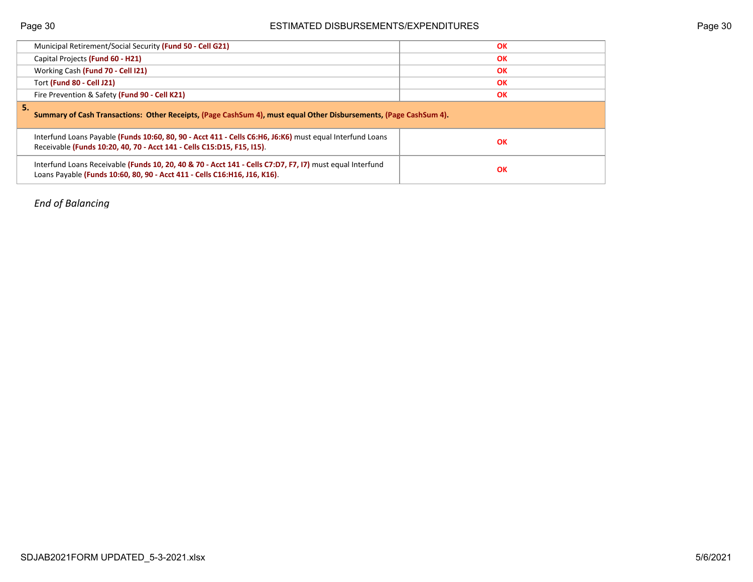| | |
|---|---|
| Municipal Retirement/Social Security **(Fund 50 - Cell G21)** | **OK** |
| Capital Projects **(Fund 60 - H21)** | **OK** |
| Working Cash **(Fund 70 - Cell I21)** | **OK** |
| Tort **(Fund 80 - Cell J21)** | **OK** |
| Fire Prevention & Safety **(Fund 90 - Cell K21)** | **OK** |
| **5. Summary of Cash Transactions: Other Receipts, (Page CashSum 4), must equal Other Disbursements, (Page CashSum 4).** | |
| Interfund Loans Payable **(Funds 10:60, 80, 90 - Acct 411 - Cells C6:H6, J6:K6)** must equal Interfund Loans Receivable **(Funds 10:20, 40, 70 - Acct 141 - Cells C15:D15, F15, I15)**. | **OK** |
| Interfund Loans Receivable **(Funds 10, 20, 40 & 70 - Acct 141 - Cells C7:D7, F7, I7)** must equal Interfund Loans Payable **(Funds 10:60, 80, 90 - Acct 411 - Cells C16:H16, J16, K16)**. | **OK** |

*End of Balancing*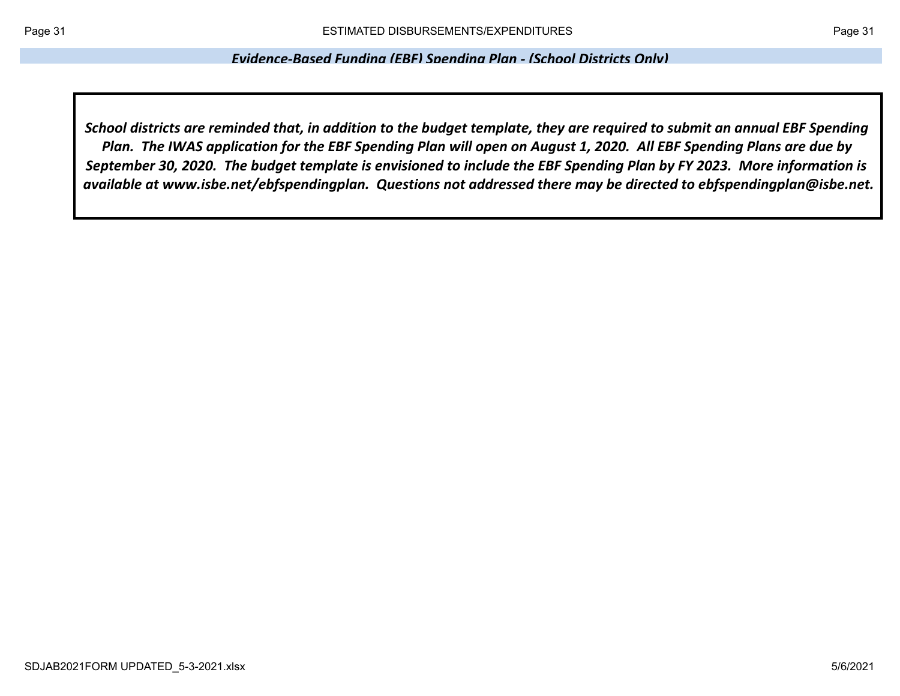## *Evidence-Based Funding (EBF) Spending Plan - (School Districts Only)*

***School districts are reminded that, in addition to the budget template, they are required to submit an annual EBF Spending Plan. The IWAS application for the EBF Spending Plan will open on August 1, 2020. All EBF Spending Plans are due by September 30, 2020. The budget template is envisioned to include the EBF Spending Plan by FY 2023. More information is available at www.isbe.net/ebfspendingplan. Questions not addressed there may be directed to ebfspendingplan@isbe.net.***